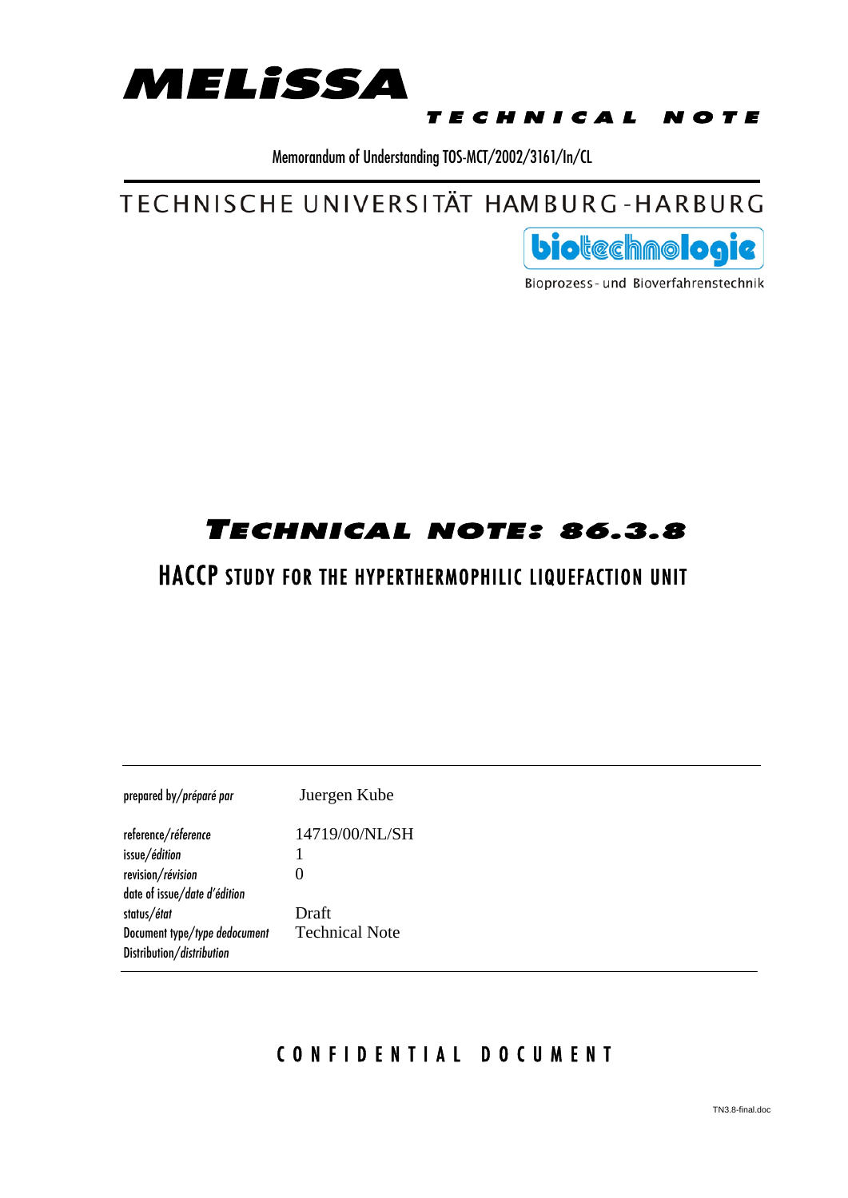# MELiSSA

**TECHNICAL NOTE**

Memorandum of Understanding TOS-MCT/2002/3161/In/CL

TECHNISCHE UNIVERSITÄT HAMBURG-HARBURG

biotechnologie

Bioprozess- und Bioverfahrenstechnik

# TECHNICAL NOTE: 86.3.8

## HACCP STUDY FOR THE HYPERTHERMOPHILIC LIQUEFACTION UNIT

| | |
|---|---|
| prepared by/*préparé par* | Juergen Kube |
| reference/*réference* | 14719/00/NL/SH |
| issue/*édition* | 1 |
| revision/*révision* | 0 |
| date of issue/*date d'édition* | |
| status/*état* | Draft |
| Document type/*type dedocument* | Technical Note |
| Distribution/*distribution* | |

CONFIDENTIAL DOCUMENT

TN3.8-final.doc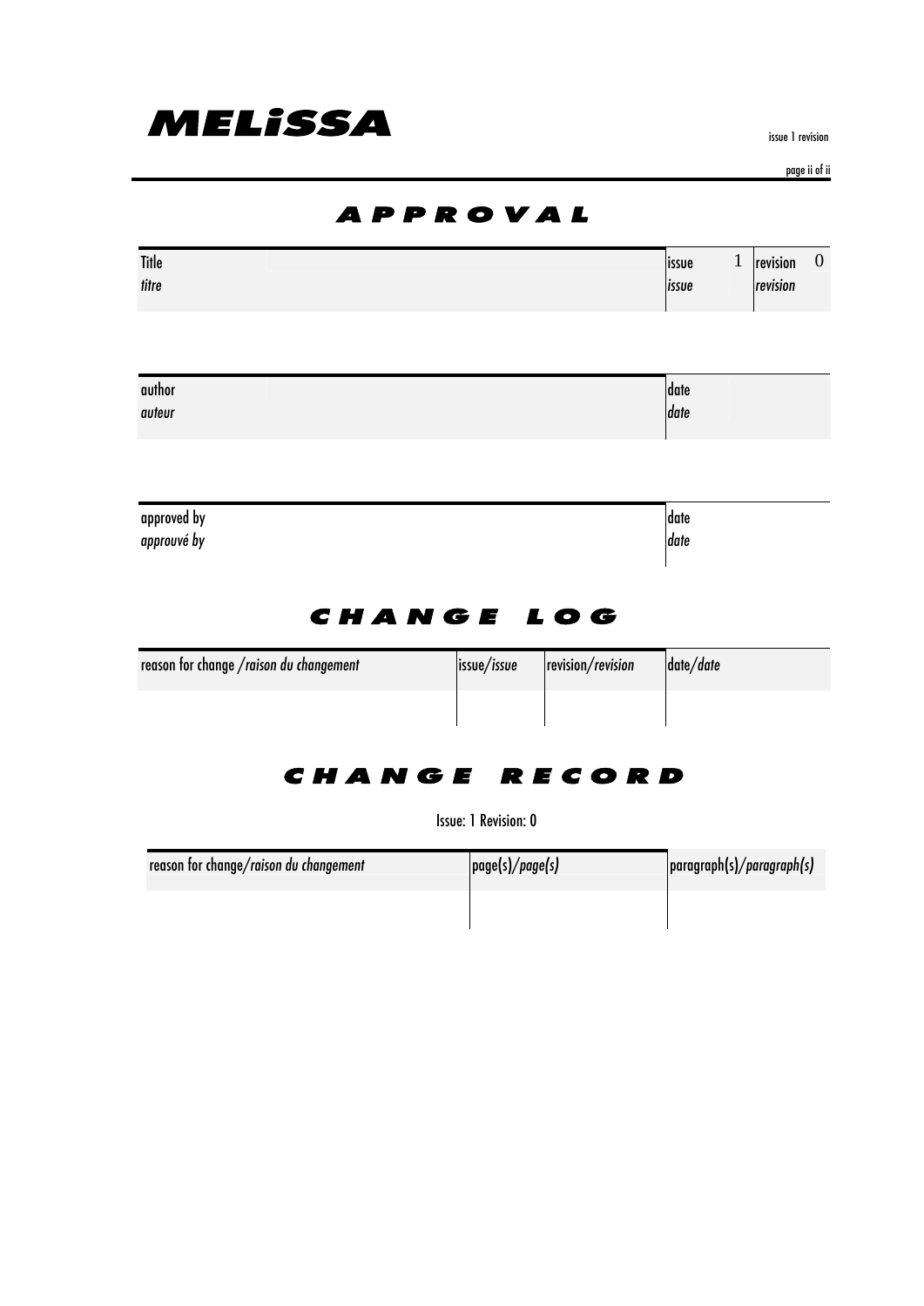# APPROVAL

| Title<br>*titre* | | issue<br>*issue* | 1 | revision<br>*revision* | 0 |
|---|---|---|---|---|---|

| author<br>*auteur* | | date<br>*date* | |
|---|---|---|---|

| approved by<br>*approuvé by* | | date<br>*date* | |
|---|---|---|---|

# CHANGE LOG

| reason for change /*raison du changement* | issue/*issue* | revision/*revision* | date/*date* |
|---|---|---|---|
| | | | |

# CHANGE RECORD

Issue: 1 Revision: 0

| reason for change/*raison du changement* | page(s)/*page(s)* | paragraph(s)/*paragraph(s)* |
|---|---|---|
| | | |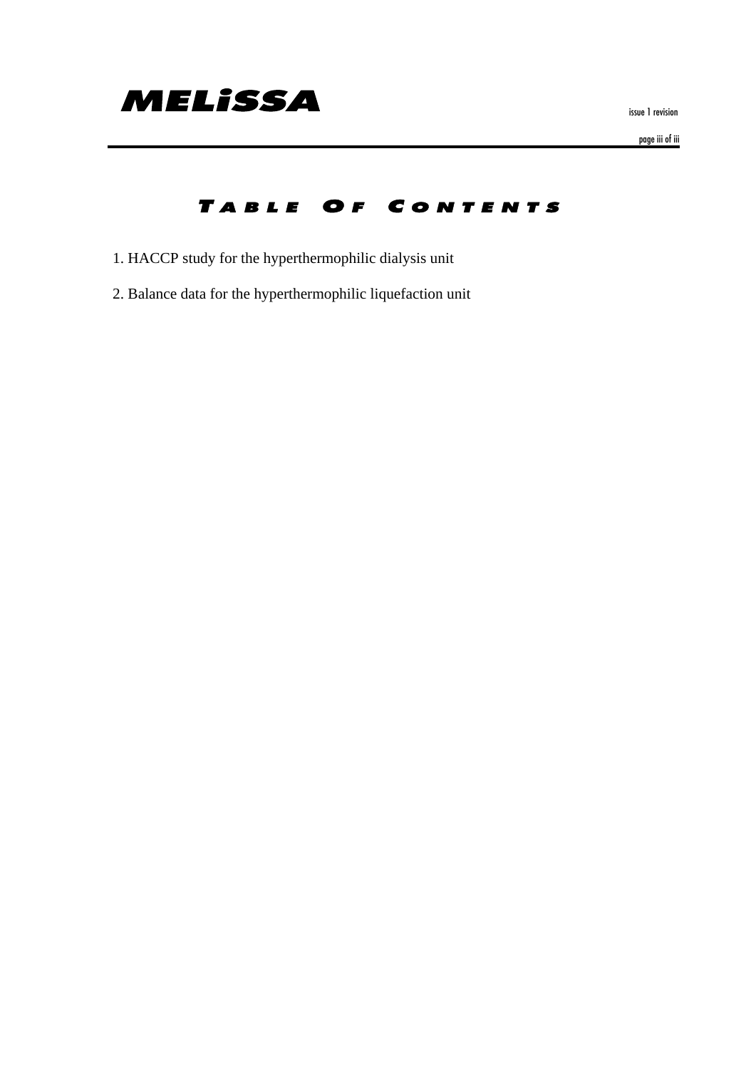# Table Of Contents

1. HACCP study for the hyperthermophilic dialysis unit
2. Balance data for the hyperthermophilic liquefaction unit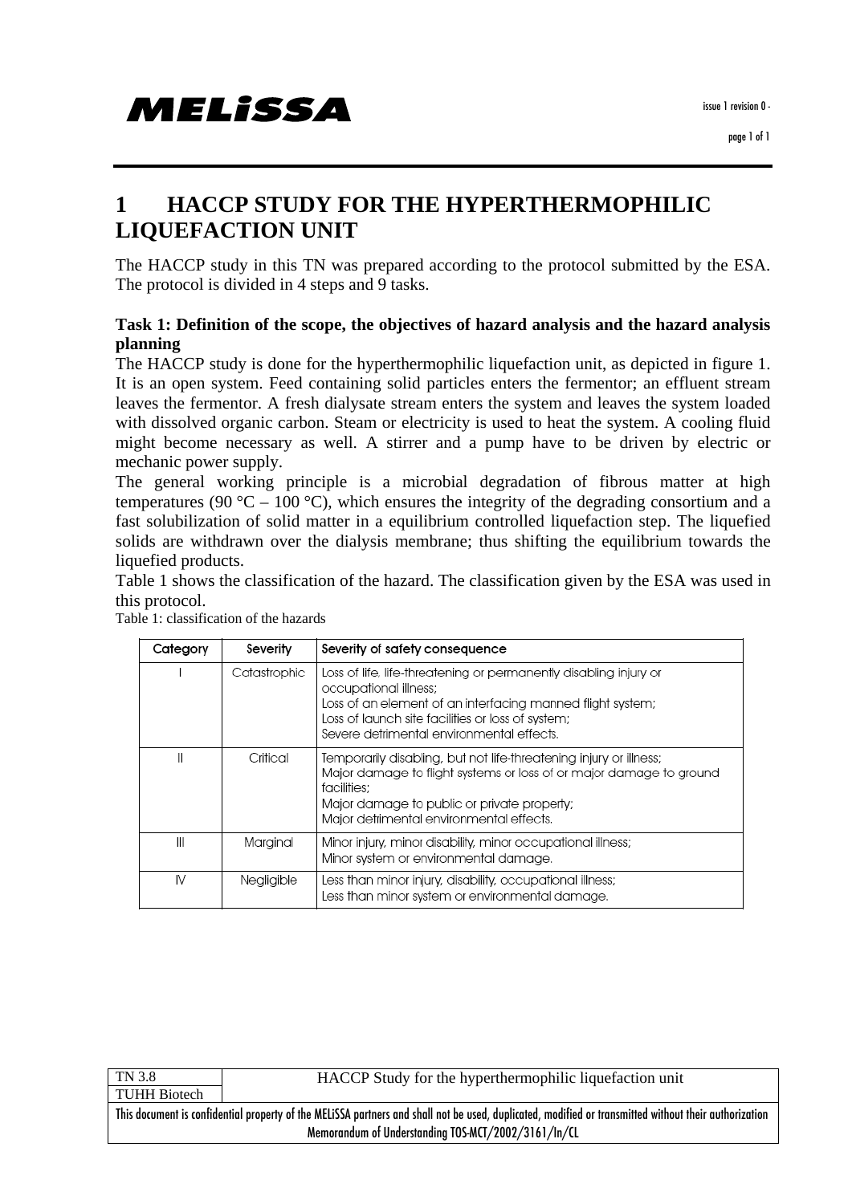# 1 HACCP STUDY FOR THE HYPERTHERMOPHILIC LIQUEFACTION UNIT

The HACCP study in this TN was prepared according to the protocol submitted by the ESA. The protocol is divided in 4 steps and 9 tasks.

**Task 1: Definition of the scope, the objectives of hazard analysis and the hazard analysis planning**

The HACCP study is done for the hyperthermophilic liquefaction unit, as depicted in figure 1. It is an open system. Feed containing solid particles enters the fermentor; an effluent stream leaves the fermentor. A fresh dialysate stream enters the system and leaves the system loaded with dissolved organic carbon. Steam or electricity is used to heat the system. A cooling fluid might become necessary as well. A stirrer and a pump have to be driven by electric or mechanic power supply.

The general working principle is a microbial degradation of fibrous matter at high temperatures (90 °C – 100 °C), which ensures the integrity of the degrading consortium and a fast solubilization of solid matter in a equilibrium controlled liquefaction step. The liquefied solids are withdrawn over the dialysis membrane; thus shifting the equilibrium towards the liquefied products.

Table 1 shows the classification of the hazard. The classification given by the ESA was used in this protocol.

Table 1: classification of the hazards

| Category | Severity | Severity of safety consequence |
|---|---|---|
| I | Catastrophic | Loss of life, life-threatening or permanently disabling injury or occupational illness; Loss of an element of an interfacing manned flight system; Loss of launch site facilities or loss of system; Severe detrimental environmental effects. |
| II | Critical | Temporarily disabling, but not life-threatening injury or illness; Major damage to flight systems or loss of or major damage to ground facilities; Major damage to public or private property; Major detrimental environmental effects. |
| III | Marginal | Minor injury, minor disability, minor occupational illness; Minor system or environmental damage. |
| IV | Negligible | Less than minor injury, disability, occupational illness; Less than minor system or environmental damage. |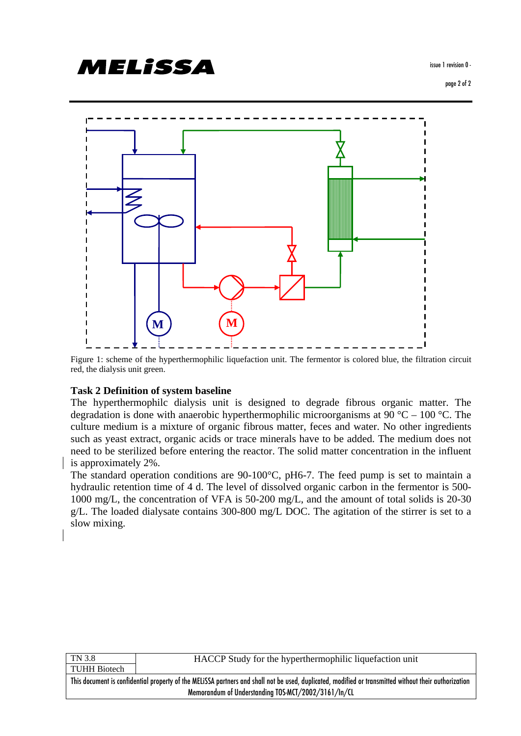Figure 1: scheme of the hyperthermophilic liquefaction unit. The fermentor is colored blue, the filtration circuit red, the dialysis unit green.

### Task 2 Definition of system baseline

The hyperthermophilc dialysis unit is designed to degrade fibrous organic matter. The degradation is done with anaerobic hyperthermophilic microorganisms at 90 °C – 100 °C. The culture medium is a mixture of organic fibrous matter, feces and water. No other ingredients such as yeast extract, organic acids or trace minerals have to be added. The medium does not need to be sterilized before entering the reactor. The solid matter concentration in the influent is approximately 2%.

The standard operation conditions are 90-100°C, pH6-7. The feed pump is set to maintain a hydraulic retention time of 4 d. The level of dissolved organic carbon in the fermentor is 500-1000 mg/L, the concentration of VFA is 50-200 mg/L, and the amount of total solids is 20-30 g/L. The loaded dialysate contains 300-800 mg/L DOC. The agitation of the stirrer is set to a slow mixing.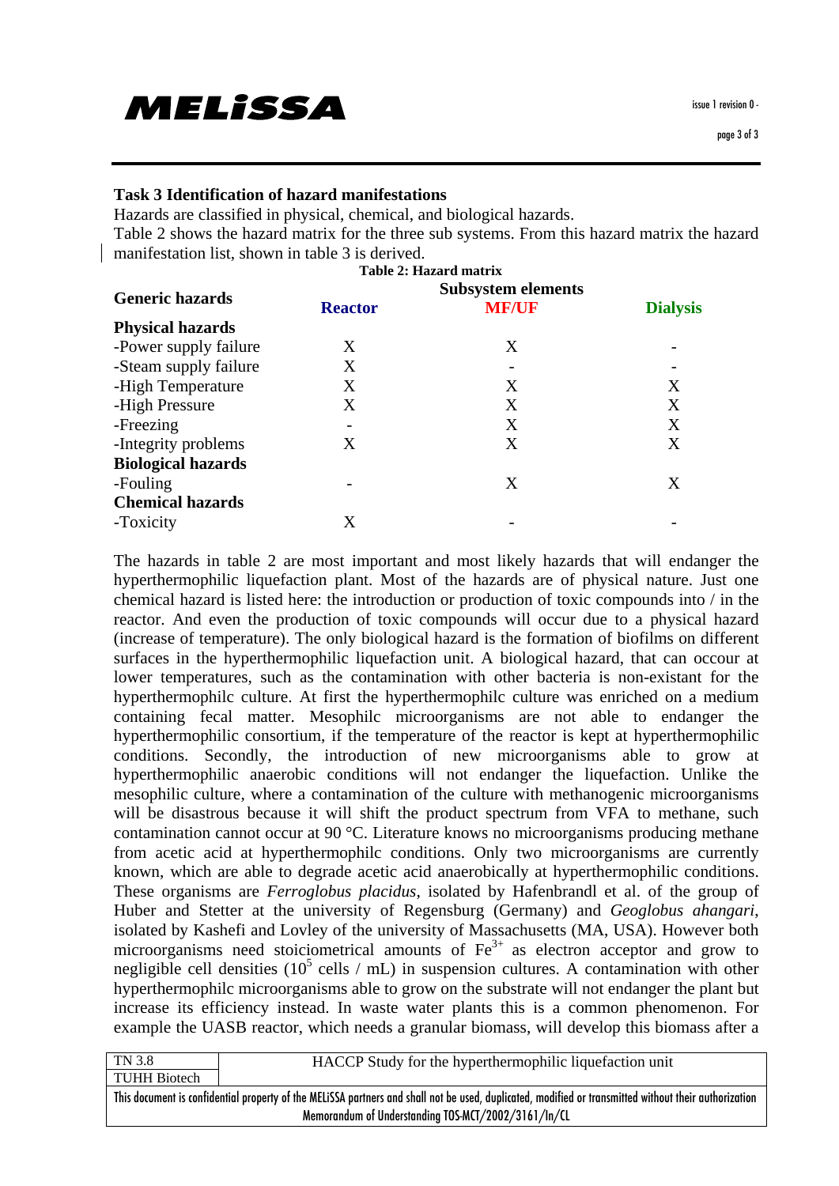### Task 3 Identification of hazard manifestations

Hazards are classified in physical, chemical, and biological hazards.

Table 2 shows the hazard matrix for the three sub systems. From this hazard matrix the hazard manifestation list, shown in table 3 is derived.

**Table 2: Hazard matrix**

| Generic hazards | Subsystem elements | | |
|---|---|---|---|
| | **Reactor** | **MF/UF** | **Dialysis** |
| **Physical hazards** | | | |
| -Power supply failure | X | X | - |
| -Steam supply failure | X | - | - |
| -High Temperature | X | X | X |
| -High Pressure | X | X | X |
| -Freezing | - | X | X |
| -Integrity problems | X | X | X |
| **Biological hazards** | | | |
| -Fouling | - | X | X |
| **Chemical hazards** | | | |
| -Toxicity | X | - | - |

The hazards in table 2 are most important and most likely hazards that will endanger the hyperthermophilic liquefaction plant. Most of the hazards are of physical nature. Just one chemical hazard is listed here: the introduction or production of toxic compounds into / in the reactor. And even the production of toxic compounds will occur due to a physical hazard (increase of temperature). The only biological hazard is the formation of biofilms on different surfaces in the hyperthermophilic liquefaction unit. A biological hazard, that can occour at lower temperatures, such as the contamination with other bacteria is non-existant for the hyperthermophilc culture. At first the hyperthermophilc culture was enriched on a medium containing fecal matter. Mesophilc microorganisms are not able to endanger the hyperthermophilic consortium, if the temperature of the reactor is kept at hyperthermophilic conditions. Secondly, the introduction of new microorganisms able to grow at hyperthermophilic anaerobic conditions will not endanger the liquefaction. Unlike the mesophilic culture, where a contamination of the culture with methanogenic microorganisms will be disastrous because it will shift the product spectrum from VFA to methane, such contamination cannot occur at 90 °C. Literature knows no microorganisms producing methane from acetic acid at hyperthermophilc conditions. Only two microorganisms are currently known, which are able to degrade acetic acid anaerobically at hyperthermophilic conditions. These organisms are *Ferroglobus placidus*, isolated by Hafenbrandl et al. of the group of Huber and Stetter at the university of Regensburg (Germany) and *Geoglobus ahangari*, isolated by Kashefi and Lovley of the university of Massachusetts (MA, USA). However both microorganisms need stoiciometrical amounts of $Fe^{3+}$ as electron acceptor and grow to negligible cell densities ($10^5$ cells / mL) in suspension cultures. A contamination with other hyperthermophilc microorganisms able to grow on the substrate will not endanger the plant but increase its efficiency instead. In waste water plants this is a common phenomenon. For example the UASB reactor, which needs a granular biomass, will develop this biomass after a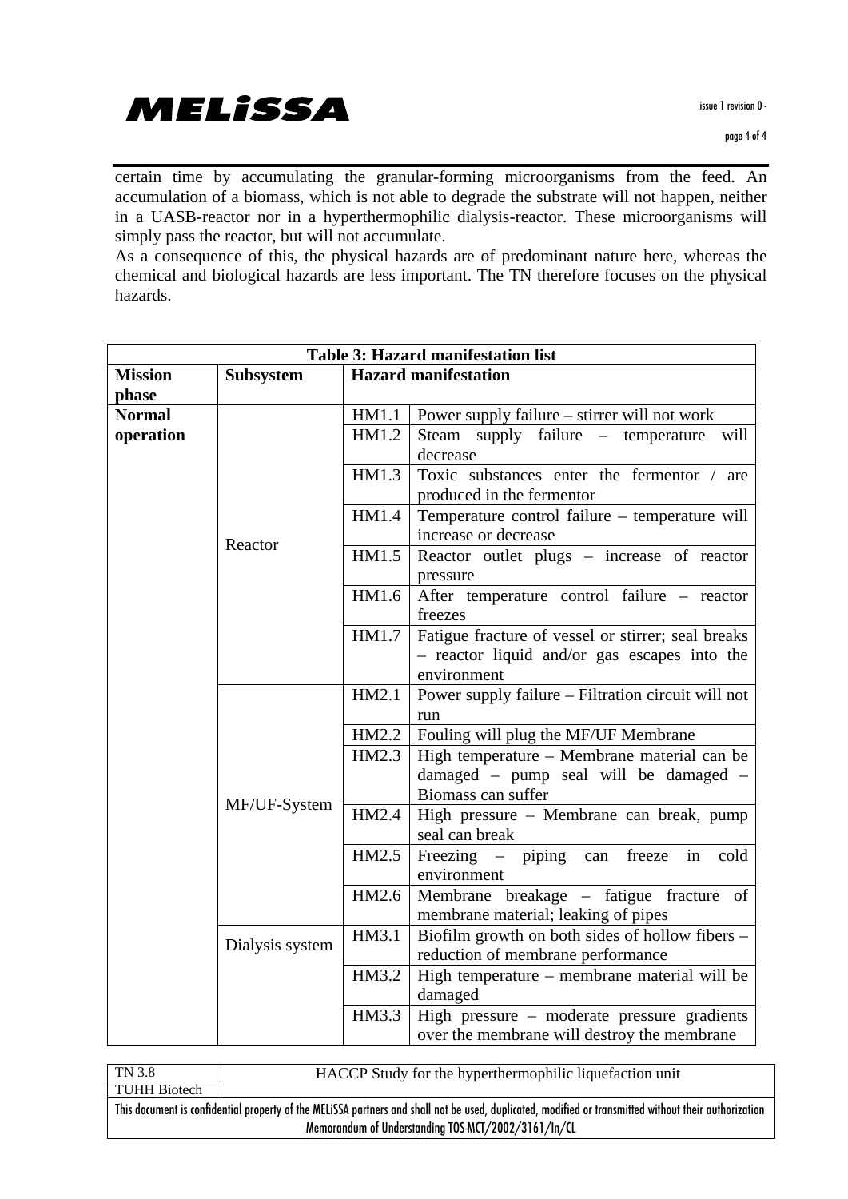certain time by accumulating the granular-forming microorganisms from the feed. An accumulation of a biomass, which is not able to degrade the substrate will not happen, neither in a UASB-reactor nor in a hyperthermophilic dialysis-reactor. These microorganisms will simply pass the reactor, but will not accumulate.
As a consequence of this, the physical hazards are of predominant nature here, whereas the chemical and biological hazards are less important. The TN therefore focuses on the physical hazards.

**Table 3: Hazard manifestation list**

| Mission phase | Subsystem | Hazard manifestation | |
|---|---|---|---|
| Normal operation | Reactor | HM1.1 | Power supply failure – stirrer will not work |
| | | HM1.2 | Steam supply failure – temperature will decrease |
| | | HM1.3 | Toxic substances enter the fermentor / are produced in the fermentor |
| | | HM1.4 | Temperature control failure – temperature will increase or decrease |
| | | HM1.5 | Reactor outlet plugs – increase of reactor pressure |
| | | HM1.6 | After temperature control failure – reactor freezes |
| | | HM1.7 | Fatigue fracture of vessel or stirrer; seal breaks – reactor liquid and/or gas escapes into the environment |
| | MF/UF-System | HM2.1 | Power supply failure – Filtration circuit will not run |
| | | HM2.2 | Fouling will plug the MF/UF Membrane |
| | | HM2.3 | High temperature – Membrane material can be damaged – pump seal will be damaged – Biomass can suffer |
| | | HM2.4 | High pressure – Membrane can break, pump seal can break |
| | | HM2.5 | Freezing – piping can freeze in cold environment |
| | | HM2.6 | Membrane breakage – fatigue fracture of membrane material; leaking of pipes |
| | Dialysis system | HM3.1 | Biofilm growth on both sides of hollow fibers – reduction of membrane performance |
| | | HM3.2 | High temperature – membrane material will be damaged |
| | | HM3.3 | High pressure – moderate pressure gradients over the membrane will destroy the membrane |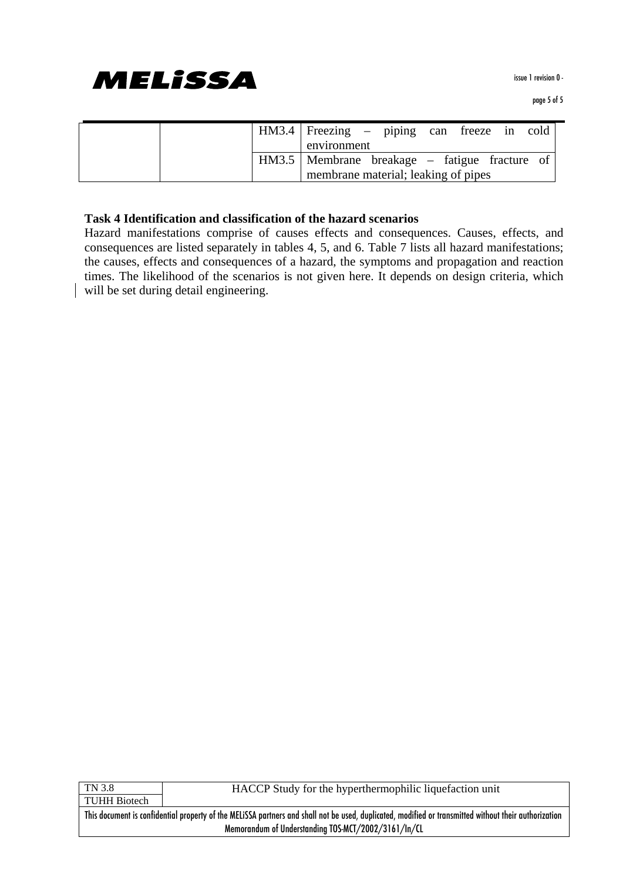| | | | |
|---|---|---|---|
| | | HM3.4 | Freezing – piping can freeze in cold environment |
| | | HM3.5 | Membrane breakage – fatigue fracture of membrane material; leaking of pipes |

**Task 4 Identification and classification of the hazard scenarios**

Hazard manifestations comprise of causes effects and consequences. Causes, effects, and consequences are listed separately in tables 4, 5, and 6. Table 7 lists all hazard manifestations; the causes, effects and consequences of a hazard, the symptoms and propagation and reaction times. The likelihood of the scenarios is not given here. It depends on design criteria, which will be set during detail engineering.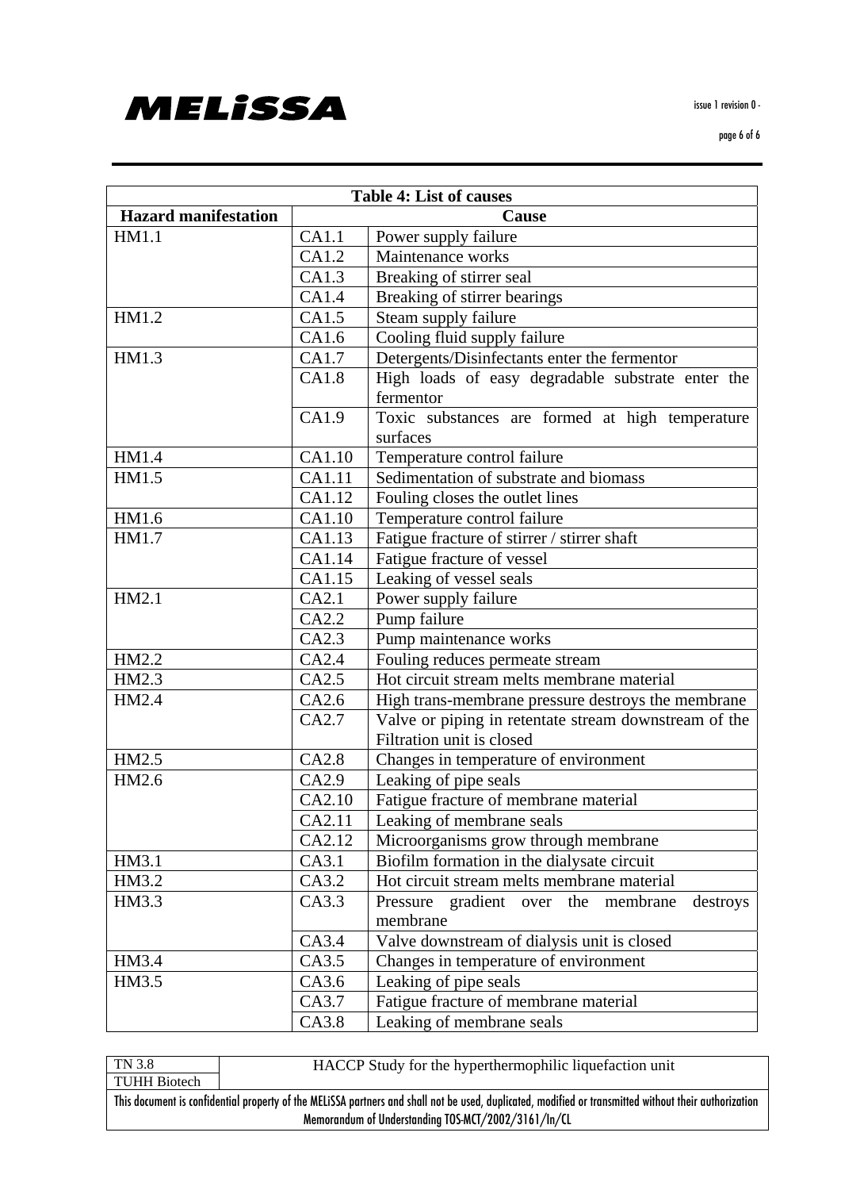| Table 4: List of causes | | |
|---|---|---|
| **Hazard manifestation** | **Cause** | |
| HM1.1 | CA1.1 | Power supply failure |
| | CA1.2 | Maintenance works |
| | CA1.3 | Breaking of stirrer seal |
| | CA1.4 | Breaking of stirrer bearings |
| HM1.2 | CA1.5 | Steam supply failure |
| | CA1.6 | Cooling fluid supply failure |
| HM1.3 | CA1.7 | Detergents/Disinfectants enter the fermentor |
| | CA1.8 | High loads of easy degradable substrate enter the fermentor |
| | CA1.9 | Toxic substances are formed at high temperature surfaces |
| HM1.4 | CA1.10 | Temperature control failure |
| HM1.5 | CA1.11 | Sedimentation of substrate and biomass |
| | CA1.12 | Fouling closes the outlet lines |
| HM1.6 | CA1.10 | Temperature control failure |
| HM1.7 | CA1.13 | Fatigue fracture of stirrer / stirrer shaft |
| | CA1.14 | Fatigue fracture of vessel |
| | CA1.15 | Leaking of vessel seals |
| HM2.1 | CA2.1 | Power supply failure |
| | CA2.2 | Pump failure |
| | CA2.3 | Pump maintenance works |
| HM2.2 | CA2.4 | Fouling reduces permeate stream |
| HM2.3 | CA2.5 | Hot circuit stream melts membrane material |
| HM2.4 | CA2.6 | High trans-membrane pressure destroys the membrane |
| | CA2.7 | Valve or piping in retentate stream downstream of the Filtration unit is closed |
| HM2.5 | CA2.8 | Changes in temperature of environment |
| HM2.6 | CA2.9 | Leaking of pipe seals |
| | CA2.10 | Fatigue fracture of membrane material |
| | CA2.11 | Leaking of membrane seals |
| | CA2.12 | Microorganisms grow through membrane |
| HM3.1 | CA3.1 | Biofilm formation in the dialysate circuit |
| HM3.2 | CA3.2 | Hot circuit stream melts membrane material |
| HM3.3 | CA3.3 | Pressure gradient over the membrane destroys membrane |
| | CA3.4 | Valve downstream of dialysis unit is closed |
| HM3.4 | CA3.5 | Changes in temperature of environment |
| HM3.5 | CA3.6 | Leaking of pipe seals |
| | CA3.7 | Fatigue fracture of membrane material |
| | CA3.8 | Leaking of membrane seals |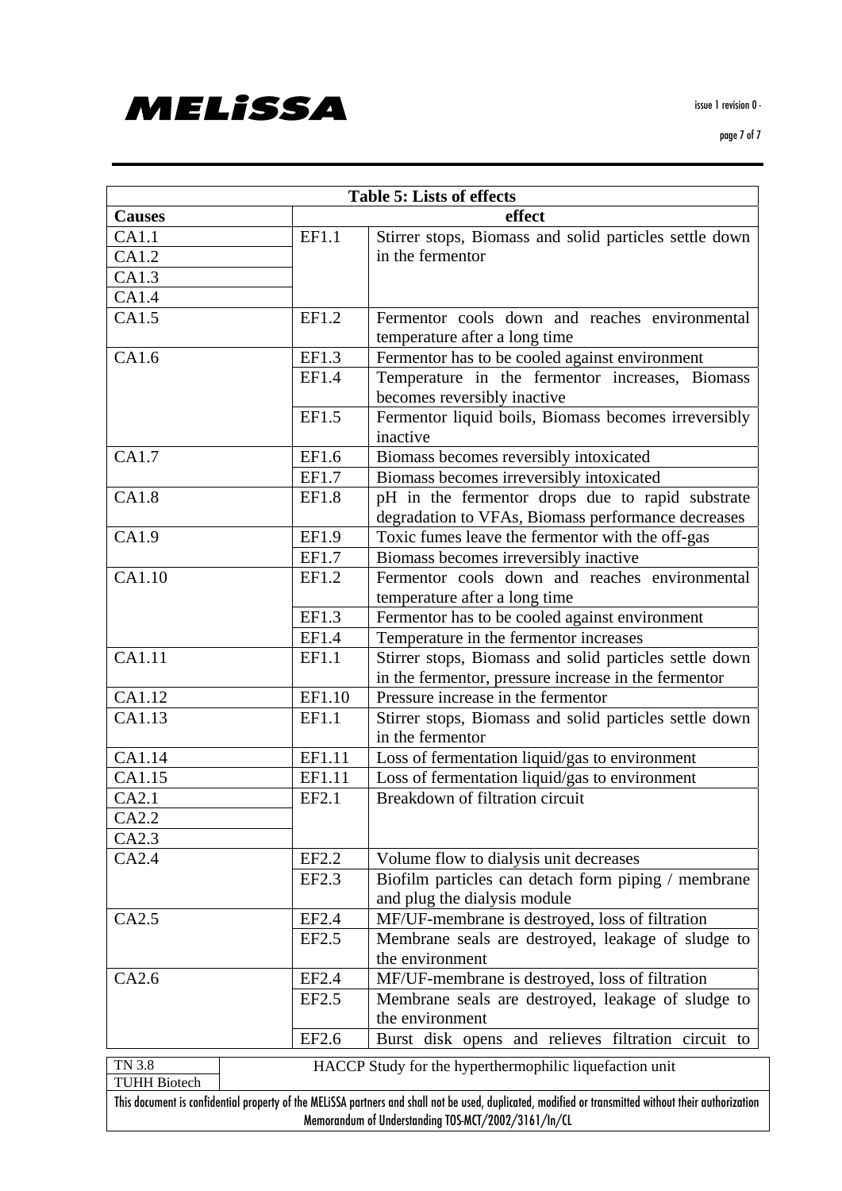| Table 5: Lists of effects | | |
|---|---|---|
| **Causes** | **effect** | |
| CA1.1 | EF1.1 | Stirrer stops, Biomass and solid particles settle down in the fermentor |
| CA1.2 | | |
| CA1.3 | | |
| CA1.4 | | |
| CA1.5 | EF1.2 | Fermentor cools down and reaches environmental temperature after a long time |
| CA1.6 | EF1.3 | Fermentor has to be cooled against environment |
| | EF1.4 | Temperature in the fermentor increases, Biomass becomes reversibly inactive |
| | EF1.5 | Fermentor liquid boils, Biomass becomes irreversibly inactive |
| CA1.7 | EF1.6 | Biomass becomes reversibly intoxicated |
| | EF1.7 | Biomass becomes irreversibly intoxicated |
| CA1.8 | EF1.8 | pH in the fermentor drops due to rapid substrate degradation to VFAs, Biomass performance decreases |
| CA1.9 | EF1.9 | Toxic fumes leave the fermentor with the off-gas |
| | EF1.7 | Biomass becomes irreversibly inactive |
| CA1.10 | EF1.2 | Fermentor cools down and reaches environmental temperature after a long time |
| | EF1.3 | Fermentor has to be cooled against environment |
| | EF1.4 | Temperature in the fermentor increases |
| CA1.11 | EF1.1 | Stirrer stops, Biomass and solid particles settle down in the fermentor, pressure increase in the fermentor |
| CA1.12 | EF1.10 | Pressure increase in the fermentor |
| CA1.13 | EF1.1 | Stirrer stops, Biomass and solid particles settle down in the fermentor |
| CA1.14 | EF1.11 | Loss of fermentation liquid/gas to environment |
| CA1.15 | EF1.11 | Loss of fermentation liquid/gas to environment |
| CA2.1 | EF2.1 | Breakdown of filtration circuit |
| CA2.2 | | |
| CA2.3 | | |
| CA2.4 | EF2.2 | Volume flow to dialysis unit decreases |
| | EF2.3 | Biofilm particles can detach form piping / membrane and plug the dialysis module |
| CA2.5 | EF2.4 | MF/UF-membrane is destroyed, loss of filtration |
| | EF2.5 | Membrane seals are destroyed, leakage of sludge to the environment |
| CA2.6 | EF2.4 | MF/UF-membrane is destroyed, loss of filtration |
| | EF2.5 | Membrane seals are destroyed, leakage of sludge to the environment |
| | EF2.6 | Burst disk opens and relieves filtration circuit to |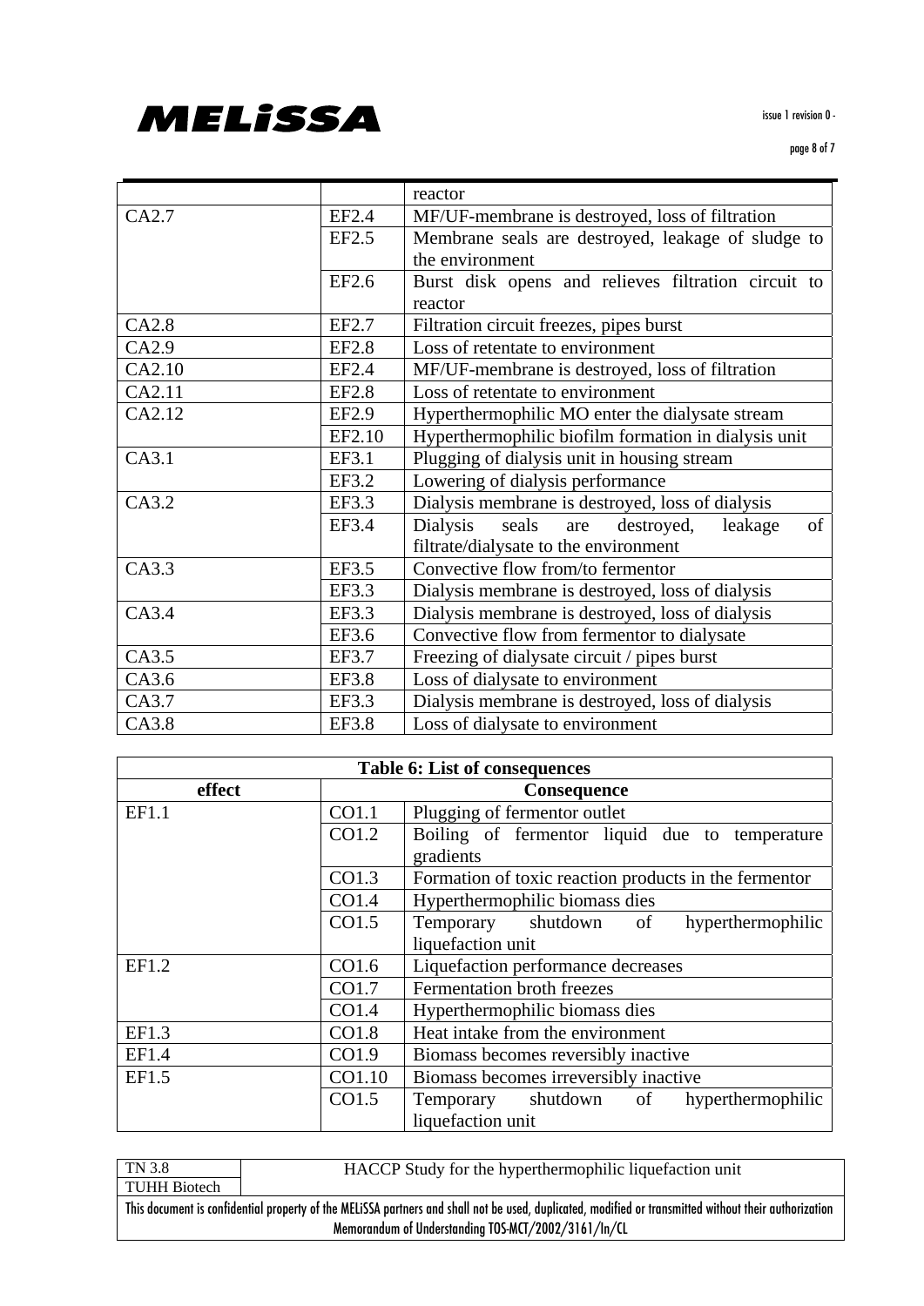|  |  | reactor |
| --- | --- | --- |
| CA2.7 | EF2.4 | MF/UF-membrane is destroyed, loss of filtration |
|  | EF2.5 | Membrane seals are destroyed, leakage of sludge to the environment |
|  | EF2.6 | Burst disk opens and relieves filtration circuit to reactor |
| CA2.8 | EF2.7 | Filtration circuit freezes, pipes burst |
| CA2.9 | EF2.8 | Loss of retentate to environment |
| CA2.10 | EF2.4 | MF/UF-membrane is destroyed, loss of filtration |
| CA2.11 | EF2.8 | Loss of retentate to environment |
| CA2.12 | EF2.9 | Hyperthermophilic MO enter the dialysate stream |
|  | EF2.10 | Hyperthermophilic biofilm formation in dialysis unit |
| CA3.1 | EF3.1 | Plugging of dialysis unit in housing stream |
|  | EF3.2 | Lowering of dialysis performance |
| CA3.2 | EF3.3 | Dialysis membrane is destroyed, loss of dialysis |
|  | EF3.4 | Dialysis seals are destroyed, leakage of filtrate/dialysate to the environment |
| CA3.3 | EF3.5 | Convective flow from/to fermentor |
|  | EF3.3 | Dialysis membrane is destroyed, loss of dialysis |
| CA3.4 | EF3.3 | Dialysis membrane is destroyed, loss of dialysis |
|  | EF3.6 | Convective flow from fermentor to dialysate |
| CA3.5 | EF3.7 | Freezing of dialysate circuit / pipes burst |
| CA3.6 | EF3.8 | Loss of dialysate to environment |
| CA3.7 | EF3.3 | Dialysis membrane is destroyed, loss of dialysis |
| CA3.8 | EF3.8 | Loss of dialysate to environment |

**Table 6: List of consequences**

| effect | Consequence | |
| --- | --- | --- |
| EF1.1 | CO1.1 | Plugging of fermentor outlet |
|  | CO1.2 | Boiling of fermentor liquid due to temperature gradients |
|  | CO1.3 | Formation of toxic reaction products in the fermentor |
|  | CO1.4 | Hyperthermophilic biomass dies |
|  | CO1.5 | Temporary shutdown of hyperthermophilic liquefaction unit |
| EF1.2 | CO1.6 | Liquefaction performance decreases |
|  | CO1.7 | Fermentation broth freezes |
|  | CO1.4 | Hyperthermophilic biomass dies |
| EF1.3 | CO1.8 | Heat intake from the environment |
| EF1.4 | CO1.9 | Biomass becomes reversibly inactive |
| EF1.5 | CO1.10 | Biomass becomes irreversibly inactive |
|  | CO1.5 | Temporary shutdown of hyperthermophilic liquefaction unit |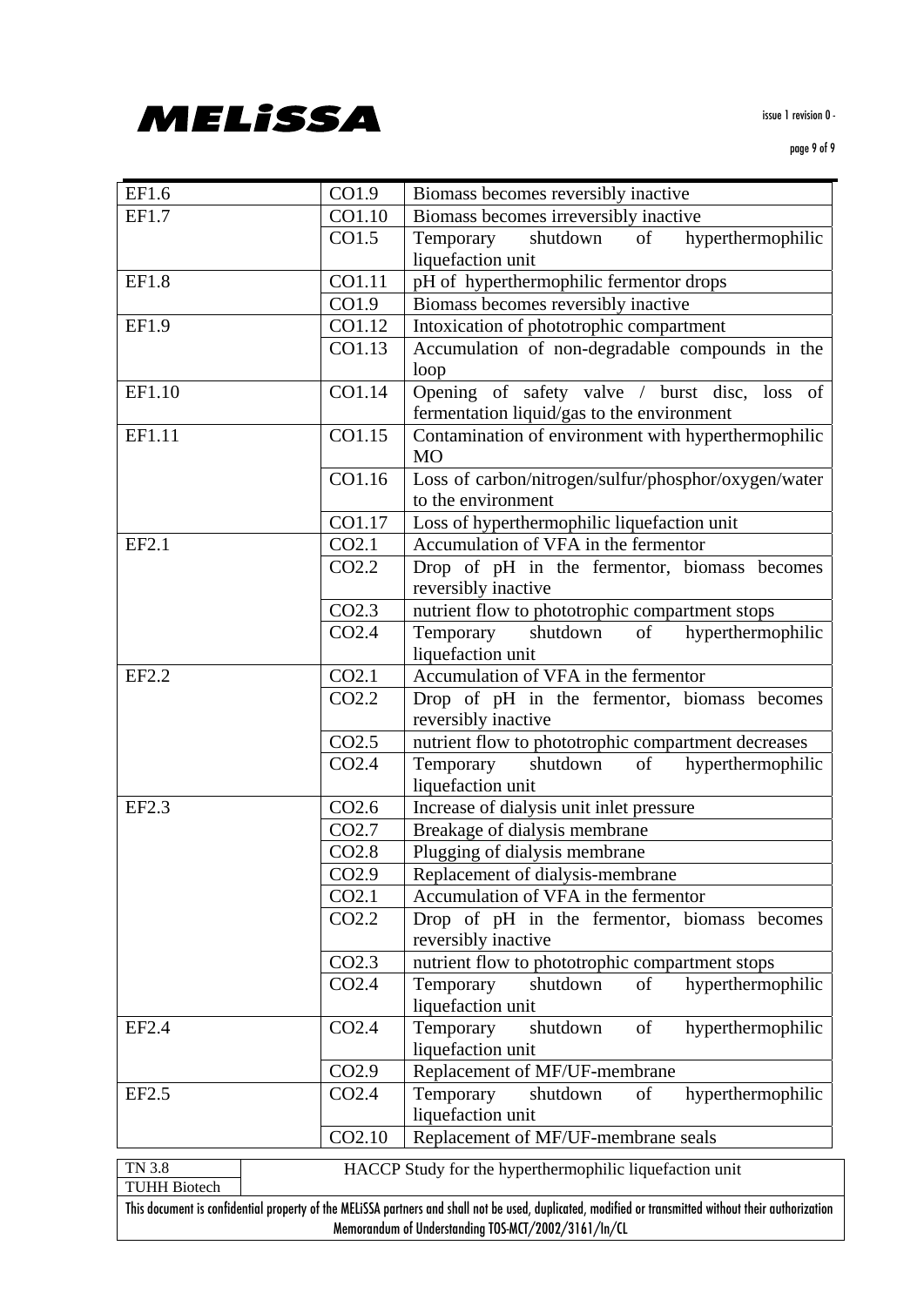| | | |
|---|---|---|
| EF1.6 | CO1.9 | Biomass becomes reversibly inactive |
| EF1.7 | CO1.10 | Biomass becomes irreversibly inactive |
| | CO1.5 | Temporary shutdown of hyperthermophilic liquefaction unit |
| EF1.8 | CO1.11 | pH of hyperthermophilic fermentor drops |
| | CO1.9 | Biomass becomes reversibly inactive |
| EF1.9 | CO1.12 | Intoxication of phototrophic compartment |
| | CO1.13 | Accumulation of non-degradable compounds in the loop |
| EF1.10 | CO1.14 | Opening of safety valve / burst disc, loss of fermentation liquid/gas to the environment |
| EF1.11 | CO1.15 | Contamination of environment with hyperthermophilic MO |
| | CO1.16 | Loss of carbon/nitrogen/sulfur/phosphor/oxygen/water to the environment |
| | CO1.17 | Loss of hyperthermophilic liquefaction unit |
| EF2.1 | CO2.1 | Accumulation of VFA in the fermentor |
| | CO2.2 | Drop of pH in the fermentor, biomass becomes reversibly inactive |
| | CO2.3 | nutrient flow to phototrophic compartment stops |
| | CO2.4 | Temporary shutdown of hyperthermophilic liquefaction unit |
| EF2.2 | CO2.1 | Accumulation of VFA in the fermentor |
| | CO2.2 | Drop of pH in the fermentor, biomass becomes reversibly inactive |
| | CO2.5 | nutrient flow to phototrophic compartment decreases |
| | CO2.4 | Temporary shutdown of hyperthermophilic liquefaction unit |
| EF2.3 | CO2.6 | Increase of dialysis unit inlet pressure |
| | CO2.7 | Breakage of dialysis membrane |
| | CO2.8 | Plugging of dialysis membrane |
| | CO2.9 | Replacement of dialysis-membrane |
| | CO2.1 | Accumulation of VFA in the fermentor |
| | CO2.2 | Drop of pH in the fermentor, biomass becomes reversibly inactive |
| | CO2.3 | nutrient flow to phototrophic compartment stops |
| | CO2.4 | Temporary shutdown of hyperthermophilic liquefaction unit |
| EF2.4 | CO2.4 | Temporary shutdown of hyperthermophilic liquefaction unit |
| | CO2.9 | Replacement of MF/UF-membrane |
| EF2.5 | CO2.4 | Temporary shutdown of hyperthermophilic liquefaction unit |
| | CO2.10 | Replacement of MF/UF-membrane seals |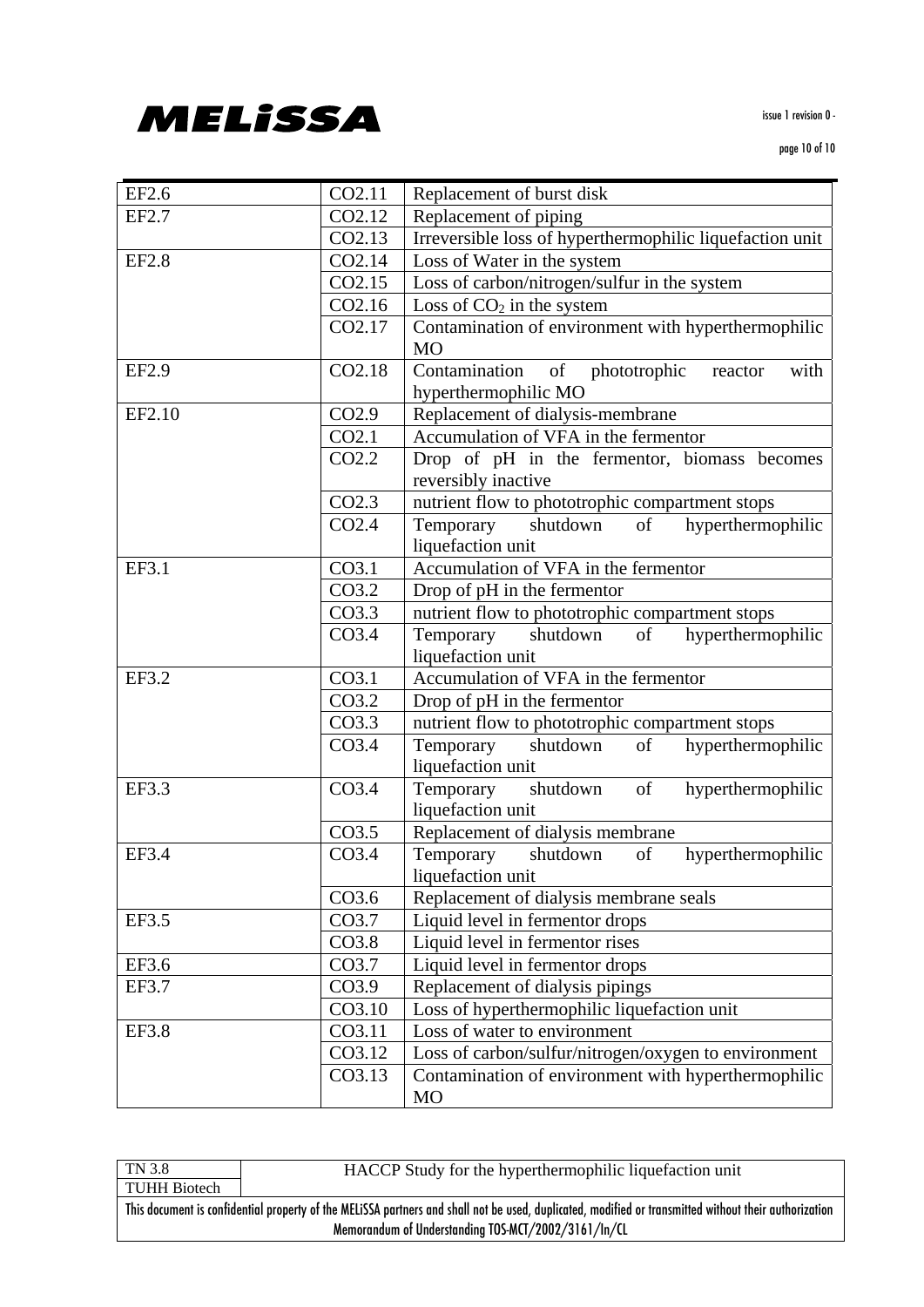| EF2.6 | CO2.11 | Replacement of burst disk |
|---|---|---|
| EF2.7 | CO2.12 | Replacement of piping |
| | CO2.13 | Irreversible loss of hyperthermophilic liquefaction unit |
| EF2.8 | CO2.14 | Loss of Water in the system |
| | CO2.15 | Loss of carbon/nitrogen/sulfur in the system |
| | CO2.16 | Loss of $CO_2$ in the system |
| | CO2.17 | Contamination of environment with hyperthermophilic MO |
| EF2.9 | CO2.18 | Contamination of phototrophic reactor with hyperthermophilic MO |
| EF2.10 | CO2.9 | Replacement of dialysis-membrane |
| | CO2.1 | Accumulation of VFA in the fermentor |
| | CO2.2 | Drop of pH in the fermentor, biomass becomes reversibly inactive |
| | CO2.3 | nutrient flow to phototrophic compartment stops |
| | CO2.4 | Temporary shutdown of hyperthermophilic liquefaction unit |
| EF3.1 | CO3.1 | Accumulation of VFA in the fermentor |
| | CO3.2 | Drop of pH in the fermentor |
| | CO3.3 | nutrient flow to phototrophic compartment stops |
| | CO3.4 | Temporary shutdown of hyperthermophilic liquefaction unit |
| EF3.2 | CO3.1 | Accumulation of VFA in the fermentor |
| | CO3.2 | Drop of pH in the fermentor |
| | CO3.3 | nutrient flow to phototrophic compartment stops |
| | CO3.4 | Temporary shutdown of hyperthermophilic liquefaction unit |
| EF3.3 | CO3.4 | Temporary shutdown of hyperthermophilic liquefaction unit |
| | CO3.5 | Replacement of dialysis membrane |
| EF3.4 | CO3.4 | Temporary shutdown of hyperthermophilic liquefaction unit |
| | CO3.6 | Replacement of dialysis membrane seals |
| EF3.5 | CO3.7 | Liquid level in fermentor drops |
| | CO3.8 | Liquid level in fermentor rises |
| EF3.6 | CO3.7 | Liquid level in fermentor drops |
| EF3.7 | CO3.9 | Replacement of dialysis pipings |
| | CO3.10 | Loss of hyperthermophilic liquefaction unit |
| EF3.8 | CO3.11 | Loss of water to environment |
| | CO3.12 | Loss of carbon/sulfur/nitrogen/oxygen to environment |
| | CO3.13 | Contamination of environment with hyperthermophilic MO |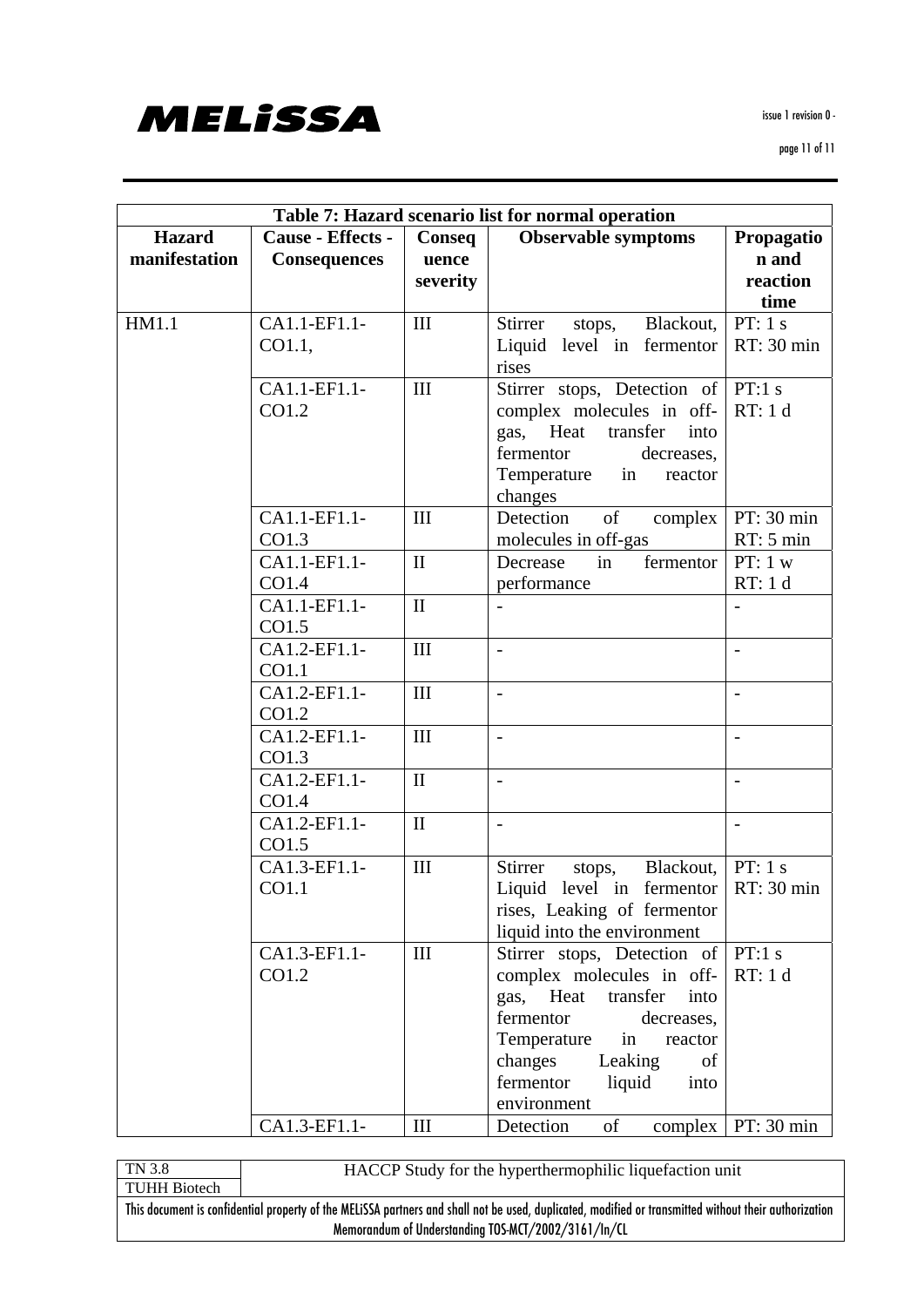| Table 7: Hazard scenario list for normal operation | | | | |
|---|---|---|---|---|
| **Hazard manifestation** | **Cause - Effects - Consequences** | **Consequence severity** | **Observable symptoms** | **Propagation and reaction time** |
| HM1.1 | CA1.1-EF1.1-CO1.1, | III | Stirrer stops, Blackout, Liquid level in fermentor rises | PT: 1 s RT: 30 min |
| | CA1.1-EF1.1-CO1.2 | III | Stirrer stops, Detection of complex molecules in off-gas, Heat transfer into fermentor decreases, Temperature in reactor changes | PT:1 s RT: 1 d |
| | CA1.1-EF1.1-CO1.3 | III | Detection of complex molecules in off-gas | PT: 30 min RT: 5 min |
| | CA1.1-EF1.1-CO1.4 | II | Decrease in fermentor performance | PT: 1 w RT: 1 d |
| | CA1.1-EF1.1-CO1.5 | II | - | - |
| | CA1.2-EF1.1-CO1.1 | III | - | - |
| | CA1.2-EF1.1-CO1.2 | III | - | - |
| | CA1.2-EF1.1-CO1.3 | III | - | - |
| | CA1.2-EF1.1-CO1.4 | II | - | - |
| | CA1.2-EF1.1-CO1.5 | II | - | - |
| | CA1.3-EF1.1-CO1.1 | III | Stirrer stops, Blackout, Liquid level in fermentor rises, Leaking of fermentor liquid into the environment | PT: 1 s RT: 30 min |
| | CA1.3-EF1.1-CO1.2 | III | Stirrer stops, Detection of complex molecules in off-gas, Heat transfer into fermentor decreases, Temperature in reactor changes Leaking of fermentor liquid into environment | PT:1 s RT: 1 d |
| | CA1.3-EF1.1- | III | Detection of complex | PT: 30 min |

TN 3.8 — TUHH Biotech — HACCP Study for the hyperthermophilic liquefaction unit

This document is confidential property of the MELiSSA partners and shall not be used, duplicated, modified or transmitted without their authorization Memorandum of Understanding TOS-MCT/2002/3161/In/CL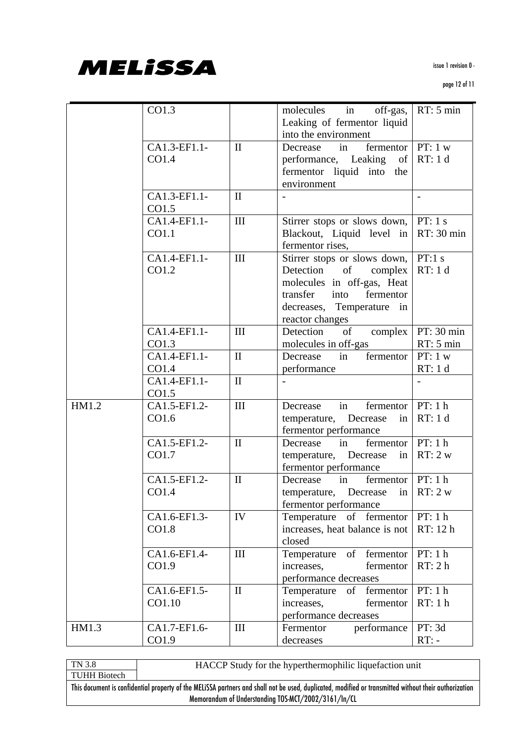| | | | | |
|---|---|---|---|---|
| | CO1.3 | | molecules in off-gas, Leaking of fermentor liquid into the environment | RT: 5 min |
| | CA1.3-EF1.1-CO1.4 | II | Decrease in fermentor performance, Leaking of fermentor liquid into the environment | PT: 1 w<br>RT: 1 d |
| | CA1.3-EF1.1-CO1.5 | II | - | - |
| | CA1.4-EF1.1-CO1.1 | III | Stirrer stops or slows down, Blackout, Liquid level in fermentor rises, | PT: 1 s<br>RT: 30 min |
| | CA1.4-EF1.1-CO1.2 | III | Stirrer stops or slows down, Detection of complex molecules in off-gas, Heat transfer into fermentor decreases, Temperature in reactor changes | PT:1 s<br>RT: 1 d |
| | CA1.4-EF1.1-CO1.3 | III | Detection of complex molecules in off-gas | PT: 30 min<br>RT: 5 min |
| | CA1.4-EF1.1-CO1.4 | II | Decrease in fermentor performance | PT: 1 w<br>RT: 1 d |
| | CA1.4-EF1.1-CO1.5 | II | - | - |
| HM1.2 | CA1.5-EF1.2-CO1.6 | III | Decrease in fermentor temperature, Decrease in fermentor performance | PT: 1 h<br>RT: 1 d |
| | CA1.5-EF1.2-CO1.7 | II | Decrease in fermentor temperature, Decrease in fermentor performance | PT: 1 h<br>RT: 2 w |
| | CA1.5-EF1.2-CO1.4 | II | Decrease in fermentor temperature, Decrease in fermentor performance | PT: 1 h<br>RT: 2 w |
| | CA1.6-EF1.3-CO1.8 | IV | Temperature of fermentor increases, heat balance is not closed | PT: 1 h<br>RT: 12 h |
| | CA1.6-EF1.4-CO1.9 | III | Temperature of fermentor increases, fermentor performance decreases | PT: 1 h<br>RT: 2 h |
| | CA1.6-EF1.5-CO1.10 | II | Temperature of fermentor increases, fermentor performance decreases | PT: 1 h<br>RT: 1 h |
| HM1.3 | CA1.7-EF1.6-CO1.9 | III | Fermentor performance decreases | PT: 3d<br>RT: - |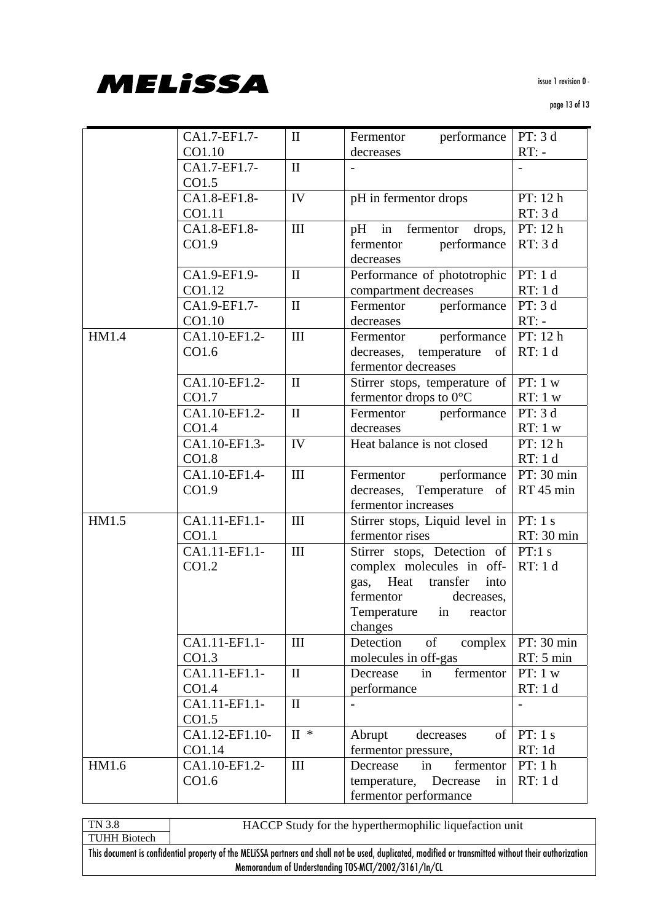| | | | | |
|---|---|---|---|---|
| | CA1.7-EF1.7-CO1.10 | II | Fermentor performance decreases | PT: 3 d RT: - |
| | CA1.7-EF1.7-CO1.5 | II | - | - |
| | CA1.8-EF1.8-CO1.11 | IV | pH in fermentor drops | PT: 12 h RT: 3 d |
| | CA1.8-EF1.8-CO1.9 | III | pH in fermentor drops, fermentor performance decreases | PT: 12 h RT: 3 d |
| | CA1.9-EF1.9-CO1.12 | II | Performance of phototrophic compartment decreases | PT: 1 d RT: 1 d |
| | CA1.9-EF1.7-CO1.10 | II | Fermentor performance decreases | PT: 3 d RT: - |
| HM1.4 | CA1.10-EF1.2-CO1.6 | III | Fermentor performance decreases, temperature of fermentor decreases | PT: 12 h RT: 1 d |
| | CA1.10-EF1.2-CO1.7 | II | Stirrer stops, temperature of fermentor drops to 0°C | PT: 1 w RT: 1 w |
| | CA1.10-EF1.2-CO1.4 | II | Fermentor performance decreases | PT: 3 d RT: 1 w |
| | CA1.10-EF1.3-CO1.8 | IV | Heat balance is not closed | PT: 12 h RT: 1 d |
| | CA1.10-EF1.4-CO1.9 | III | Fermentor performance decreases, Temperature of fermentor increases | PT: 30 min RT 45 min |
| HM1.5 | CA1.11-EF1.1-CO1.1 | III | Stirrer stops, Liquid level in fermentor rises | PT: 1 s RT: 30 min |
| | CA1.11-EF1.1-CO1.2 | III | Stirrer stops, Detection of complex molecules in off-gas, Heat transfer into fermentor decreases, Temperature in reactor changes | PT:1 s RT: 1 d |
| | CA1.11-EF1.1-CO1.3 | III | Detection of complex molecules in off-gas | PT: 30 min RT: 5 min |
| | CA1.11-EF1.1-CO1.4 | II | Decrease in fermentor performance | PT: 1 w RT: 1 d |
| | CA1.11-EF1.1-CO1.5 | II | - | - |
| | CA1.12-EF1.10-CO1.14 | II * | Abrupt decreases of fermentor pressure, | PT: 1 s RT: 1d |
| HM1.6 | CA1.10-EF1.2-CO1.6 | III | Decrease in fermentor temperature, Decrease in fermentor performance | PT: 1 h RT: 1 d |

| TN 3.8 | HACCP Study for the hyperthermophilic liquefaction unit |
|---|---|
| TUHH Biotech | |

This document is confidential property of the MELiSSA partners and shall not be used, duplicated, modified or transmitted without their authorization
Memorandum of Understanding TOS-MCT/2002/3161/In/CL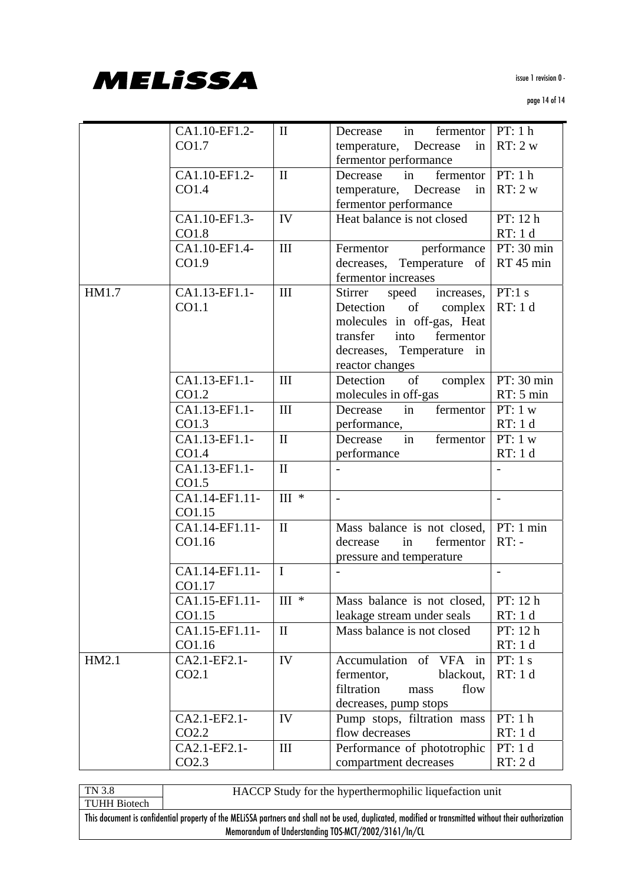| | | | | |
|---|---|---|---|---|
| | CA1.10-EF1.2-CO1.7 | II | Decrease in fermentor temperature, Decrease in fermentor performance | PT: 1 h<br>RT: 2 w |
| | CA1.10-EF1.2-CO1.4 | II | Decrease in fermentor temperature, Decrease in fermentor performance | PT: 1 h<br>RT: 2 w |
| | CA1.10-EF1.3-CO1.8 | IV | Heat balance is not closed | PT: 12 h<br>RT: 1 d |
| | CA1.10-EF1.4-CO1.9 | III | Fermentor performance decreases, Temperature of fermentor increases | PT: 30 min<br>RT 45 min |
| HM1.7 | CA1.13-EF1.1-CO1.1 | III | Stirrer speed increases, Detection of complex molecules in off-gas, Heat transfer into fermentor decreases, Temperature in reactor changes | PT:1 s<br>RT: 1 d |
| | CA1.13-EF1.1-CO1.2 | III | Detection of complex molecules in off-gas | PT: 30 min<br>RT: 5 min |
| | CA1.13-EF1.1-CO1.3 | III | Decrease in fermentor performance, | PT: 1 w<br>RT: 1 d |
| | CA1.13-EF1.1-CO1.4 | II | Decrease in fermentor performance | PT: 1 w<br>RT: 1 d |
| | CA1.13-EF1.1-CO1.5 | II | - | - |
| | CA1.14-EF1.11-CO1.15 | III * | - | - |
| | CA1.14-EF1.11-CO1.16 | II | Mass balance is not closed, decrease in fermentor pressure and temperature | PT: 1 min<br>RT: - |
| | CA1.14-EF1.11-CO1.17 | I | - | - |
| | CA1.15-EF1.11-CO1.15 | III * | Mass balance is not closed, leakage stream under seals | PT: 12 h<br>RT: 1 d |
| | CA1.15-EF1.11-CO1.16 | II | Mass balance is not closed | PT: 12 h<br>RT: 1 d |
| HM2.1 | CA2.1-EF2.1-CO2.1 | IV | Accumulation of VFA in fermentor, blackout, filtration mass flow decreases, pump stops | PT: 1 s<br>RT: 1 d |
| | CA2.1-EF2.1-CO2.2 | IV | Pump stops, filtration mass flow decreases | PT: 1 h<br>RT: 1 d |
| | CA2.1-EF2.1-CO2.3 | III | Performance of phototrophic compartment decreases | PT: 1 d<br>RT: 2 d |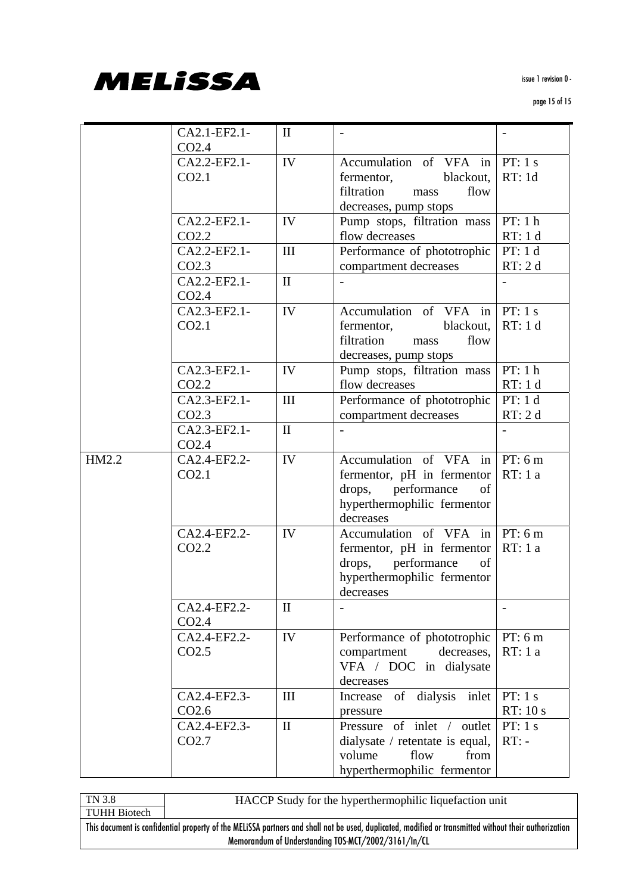| | | | | |
|---|---|---|---|---|
| | CA2.1-EF2.1-CO2.4 | II | - | - |
| | CA2.2-EF2.1-CO2.1 | IV | Accumulation of VFA in fermentor, blackout, filtration mass flow decreases, pump stops | PT: 1 s<br>RT: 1d |
| | CA2.2-EF2.1-CO2.2 | IV | Pump stops, filtration mass flow decreases | PT: 1 h<br>RT: 1 d |
| | CA2.2-EF2.1-CO2.3 | III | Performance of phototrophic compartment decreases | PT: 1 d<br>RT: 2 d |
| | CA2.2-EF2.1-CO2.4 | II | - | - |
| | CA2.3-EF2.1-CO2.1 | IV | Accumulation of VFA in fermentor, blackout, filtration mass flow decreases, pump stops | PT: 1 s<br>RT: 1 d |
| | CA2.3-EF2.1-CO2.2 | IV | Pump stops, filtration mass flow decreases | PT: 1 h<br>RT: 1 d |
| | CA2.3-EF2.1-CO2.3 | III | Performance of phototrophic compartment decreases | PT: 1 d<br>RT: 2 d |
| | CA2.3-EF2.1-CO2.4 | II | - | - |
| HM2.2 | CA2.4-EF2.2-CO2.1 | IV | Accumulation of VFA in fermentor, pH in fermentor drops, performance of hyperthermophilic fermentor decreases | PT: 6 m<br>RT: 1 a |
| | CA2.4-EF2.2-CO2.2 | IV | Accumulation of VFA in fermentor, pH in fermentor drops, performance of hyperthermophilic fermentor decreases | PT: 6 m<br>RT: 1 a |
| | CA2.4-EF2.2-CO2.4 | II | - | - |
| | CA2.4-EF2.2-CO2.5 | IV | Performance of phototrophic compartment decreases, VFA / DOC in dialysate decreases | PT: 6 m<br>RT: 1 a |
| | CA2.4-EF2.3-CO2.6 | III | Increase of dialysis inlet pressure | PT: 1 s<br>RT: 10 s |
| | CA2.4-EF2.3-CO2.7 | II | Pressure of inlet / outlet dialysate / retentate is equal, volume flow from hyperthermophilic fermentor | PT: 1 s<br>RT: - |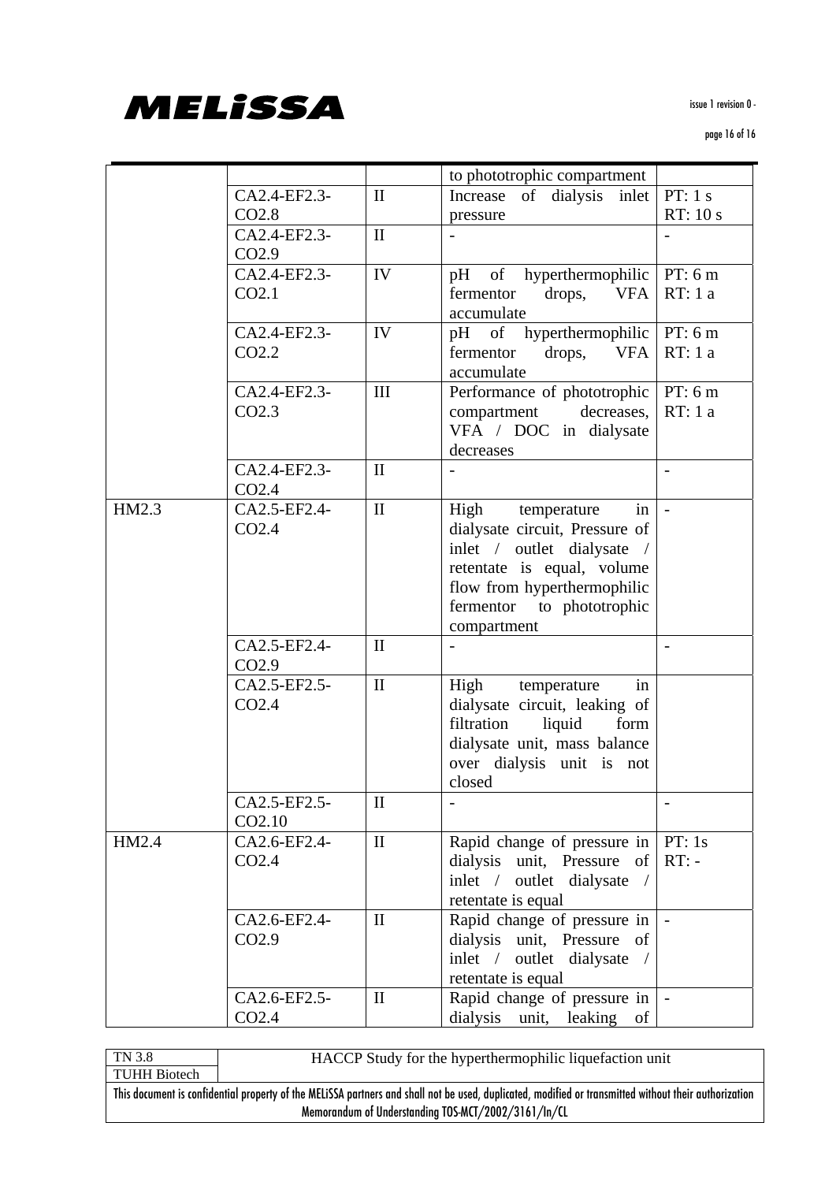| | | | | |
|---|---|---|---|---|
| | | | to phototrophic compartment | |
| | CA2.4-EF2.3-CO2.8 | II | Increase of dialysis inlet pressure | PT: 1 s<br>RT: 10 s |
| | CA2.4-EF2.3-CO2.9 | II | - | - |
| | CA2.4-EF2.3-CO2.1 | IV | pH of hyperthermophilic fermentor drops, VFA accumulate | PT: 6 m<br>RT: 1 a |
| | CA2.4-EF2.3-CO2.2 | IV | pH of hyperthermophilic fermentor drops, VFA accumulate | PT: 6 m<br>RT: 1 a |
| | CA2.4-EF2.3-CO2.3 | III | Performance of phototrophic compartment decreases, VFA / DOC in dialysate decreases | PT: 6 m<br>RT: 1 a |
| | CA2.4-EF2.3-CO2.4 | II | - | - |
| HM2.3 | CA2.5-EF2.4-CO2.4 | II | High temperature in dialysate circuit, Pressure of inlet / outlet dialysate / retentate is equal, volume flow from hyperthermophilic fermentor to phototrophic compartment | - |
| | CA2.5-EF2.4-CO2.9 | II | - | - |
| | CA2.5-EF2.5-CO2.4 | II | High temperature in dialysate circuit, leaking of filtration liquid form dialysate unit, mass balance over dialysis unit is not closed | |
| | CA2.5-EF2.5-CO2.10 | II | - | - |
| HM2.4 | CA2.6-EF2.4-CO2.4 | II | Rapid change of pressure in dialysis unit, Pressure of inlet / outlet dialysate / retentate is equal | PT: 1s<br>RT: - |
| | CA2.6-EF2.4-CO2.9 | II | Rapid change of pressure in dialysis unit, Pressure of inlet / outlet dialysate / retentate is equal | - |
| | CA2.6-EF2.5-CO2.4 | II | Rapid change of pressure in dialysis unit, leaking of | - |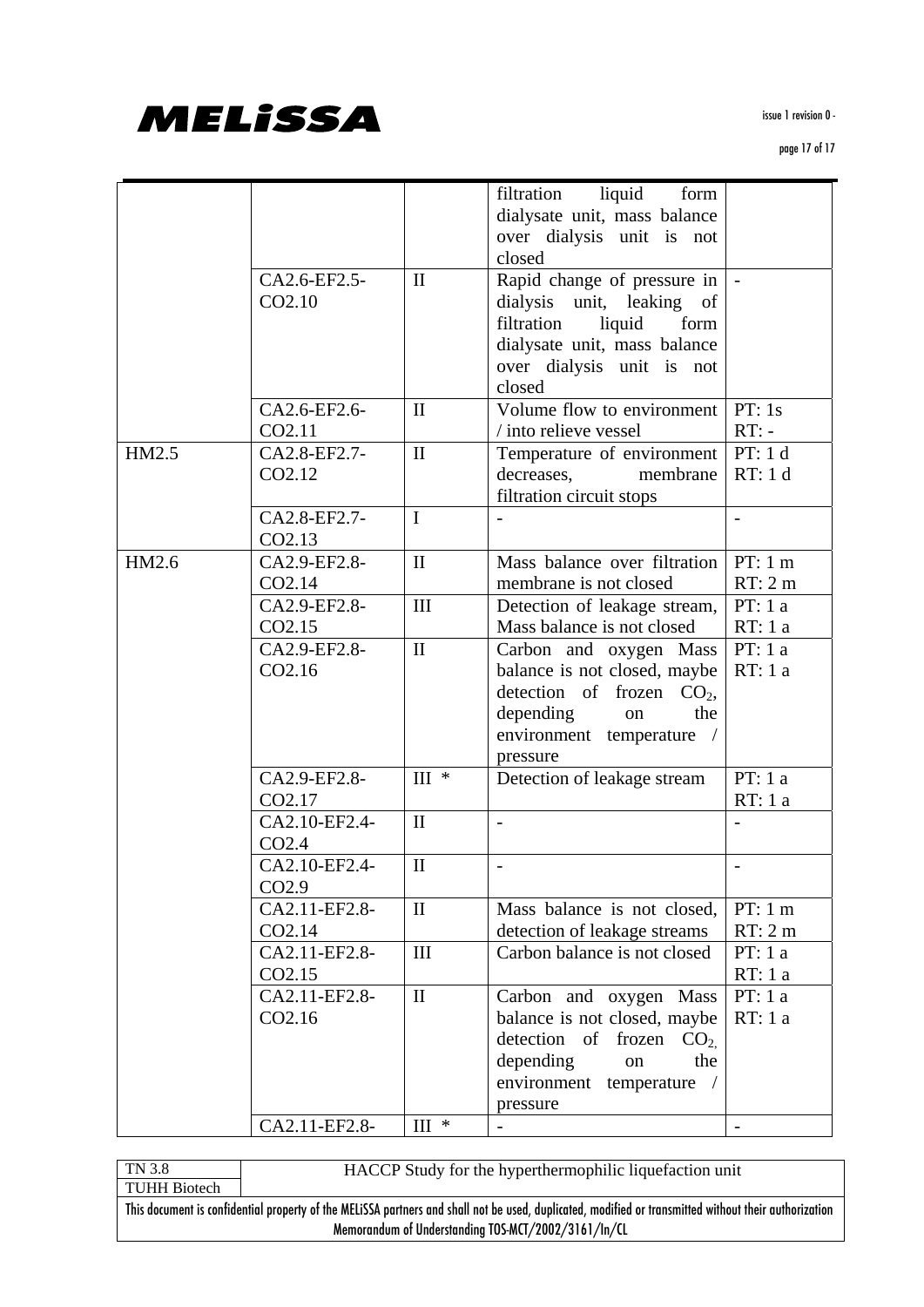| | | | | |
|---|---|---|---|---|
| | | | filtration liquid form dialysate unit, mass balance over dialysis unit is not closed | |
| | CA2.6-EF2.5-CO2.10 | II | Rapid change of pressure in dialysis unit, leaking of filtration liquid form dialysate unit, mass balance over dialysis unit is not closed | - |
| | CA2.6-EF2.6-CO2.11 | II | Volume flow to environment / into relieve vessel | PT: 1s<br>RT: - |
| HM2.5 | CA2.8-EF2.7-CO2.12 | II | Temperature of environment decreases, membrane filtration circuit stops | PT: 1 d<br>RT: 1 d |
| | CA2.8-EF2.7-CO2.13 | I | - | - |
| HM2.6 | CA2.9-EF2.8-CO2.14 | II | Mass balance over filtration membrane is not closed | PT: 1 m<br>RT: 2 m |
| | CA2.9-EF2.8-CO2.15 | III | Detection of leakage stream, Mass balance is not closed | PT: 1 a<br>RT: 1 a |
| | CA2.9-EF2.8-CO2.16 | II | Carbon and oxygen Mass balance is not closed, maybe detection of frozen $CO_2$, depending on the environment temperature / pressure | PT: 1 a<br>RT: 1 a |
| | CA2.9-EF2.8-CO2.17 | III * | Detection of leakage stream | PT: 1 a<br>RT: 1 a |
| | CA2.10-EF2.4-CO2.4 | II | - | - |
| | CA2.10-EF2.4-CO2.9 | II | - | - |
| | CA2.11-EF2.8-CO2.14 | II | Mass balance is not closed, detection of leakage streams | PT: 1 m<br>RT: 2 m |
| | CA2.11-EF2.8-CO2.15 | III | Carbon balance is not closed | PT: 1 a<br>RT: 1 a |
| | CA2.11-EF2.8-CO2.16 | II | Carbon and oxygen Mass balance is not closed, maybe detection of frozen $CO_2$, depending on the environment temperature / pressure | PT: 1 a<br>RT: 1 a |
| | CA2.11-EF2.8- | III * | - | - |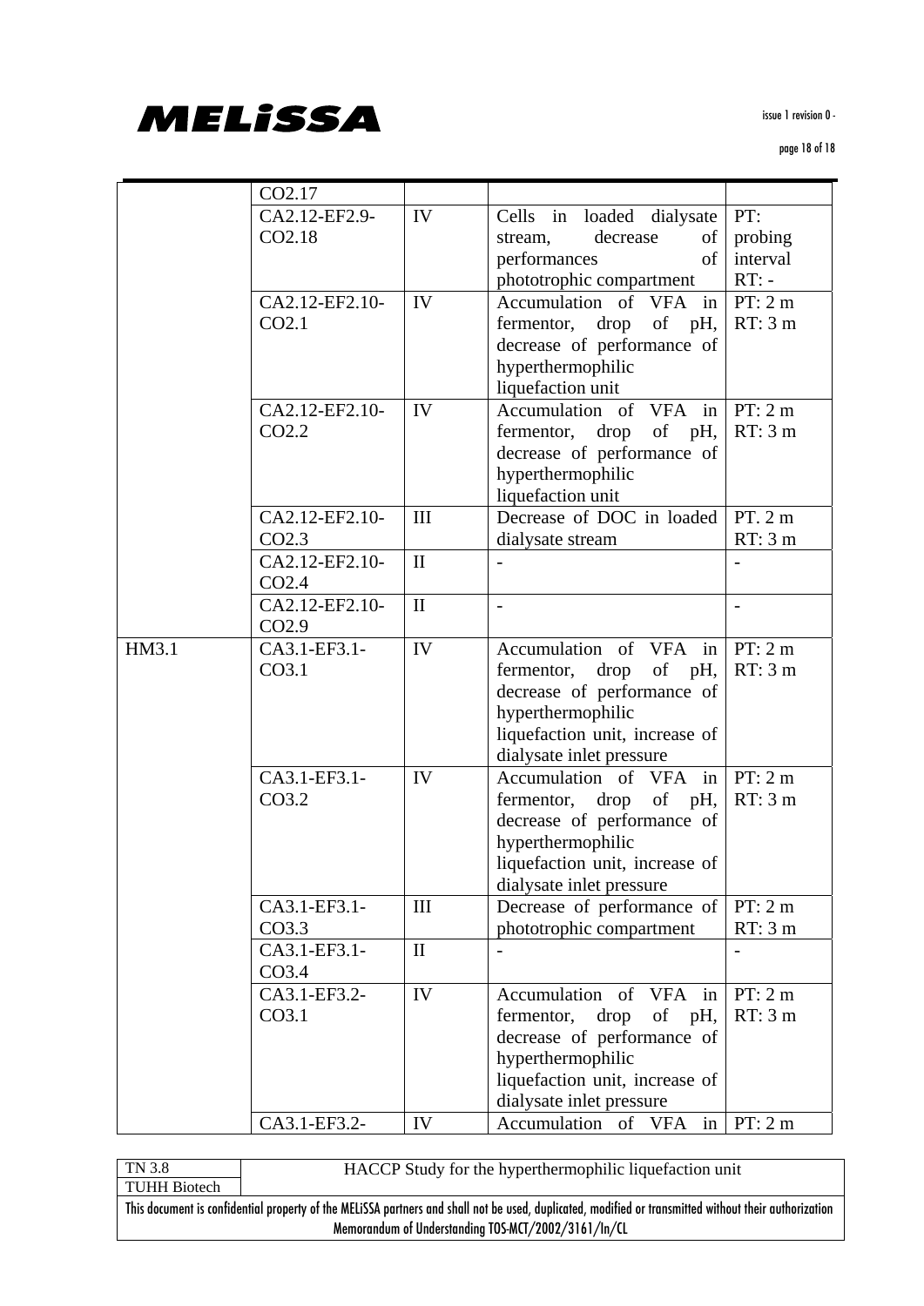| | | | | |
|---|---|---|---|---|
| | CO2.17 | | | |
| | CA2.12-EF2.9-CO2.18 | IV | Cells in loaded dialysate stream, decrease of performances of phototrophic compartment | PT: probing interval RT: - |
| | CA2.12-EF2.10-CO2.1 | IV | Accumulation of VFA in fermentor, drop of pH, decrease of performance of hyperthermophilic liquefaction unit | PT: 2 m RT: 3 m |
| | CA2.12-EF2.10-CO2.2 | IV | Accumulation of VFA in fermentor, drop of pH, decrease of performance of hyperthermophilic liquefaction unit | PT: 2 m RT: 3 m |
| | CA2.12-EF2.10-CO2.3 | III | Decrease of DOC in loaded dialysate stream | PT. 2 m RT: 3 m |
| | CA2.12-EF2.10-CO2.4 | II | - | - |
| | CA2.12-EF2.10-CO2.9 | II | - | - |
| HM3.1 | CA3.1-EF3.1-CO3.1 | IV | Accumulation of VFA in fermentor, drop of pH, decrease of performance of hyperthermophilic liquefaction unit, increase of dialysate inlet pressure | PT: 2 m RT: 3 m |
| | CA3.1-EF3.1-CO3.2 | IV | Accumulation of VFA in fermentor, drop of pH, decrease of performance of hyperthermophilic liquefaction unit, increase of dialysate inlet pressure | PT: 2 m RT: 3 m |
| | CA3.1-EF3.1-CO3.3 | III | Decrease of performance of phototrophic compartment | PT: 2 m RT: 3 m |
| | CA3.1-EF3.1-CO3.4 | II | - | - |
| | CA3.1-EF3.2-CO3.1 | IV | Accumulation of VFA in fermentor, drop of pH, decrease of performance of hyperthermophilic liquefaction unit, increase of dialysate inlet pressure | PT: 2 m RT: 3 m |
| | CA3.1-EF3.2- | IV | Accumulation of VFA in | PT: 2 m |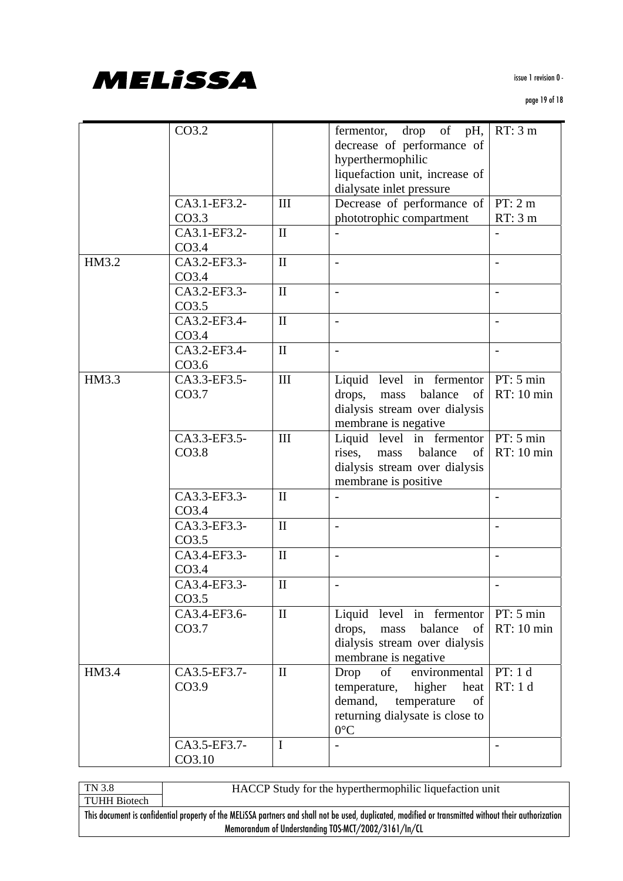| | | | | |
|---|---|---|---|---|
| | CO3.2 | | fermentor, drop of pH, decrease of performance of hyperthermophilic liquefaction unit, increase of dialysate inlet pressure | RT: 3 m |
| | CA3.1-EF3.2-CO3.3 | III | Decrease of performance of phototrophic compartment | PT: 2 m<br>RT: 3 m |
| | CA3.1-EF3.2-CO3.4 | II | - | - |
| HM3.2 | CA3.2-EF3.3-CO3.4 | II | - | - |
| | CA3.2-EF3.3-CO3.5 | II | - | - |
| | CA3.2-EF3.4-CO3.4 | II | - | - |
| | CA3.2-EF3.4-CO3.6 | II | - | - |
| HM3.3 | CA3.3-EF3.5-CO3.7 | III | Liquid level in fermentor drops, mass balance of dialysis stream over dialysis membrane is negative | PT: 5 min<br>RT: 10 min |
| | CA3.3-EF3.5-CO3.8 | III | Liquid level in fermentor rises, mass balance of dialysis stream over dialysis membrane is positive | PT: 5 min<br>RT: 10 min |
| | CA3.3-EF3.3-CO3.4 | II | - | - |
| | CA3.3-EF3.3-CO3.5 | II | - | - |
| | CA3.4-EF3.3-CO3.4 | II | - | - |
| | CA3.4-EF3.3-CO3.5 | II | - | - |
| | CA3.4-EF3.6-CO3.7 | II | Liquid level in fermentor drops, mass balance of dialysis stream over dialysis membrane is negative | PT: 5 min<br>RT: 10 min |
| HM3.4 | CA3.5-EF3.7-CO3.9 | II | Drop of environmental temperature, higher heat demand, temperature of returning dialysate is close to 0°C | PT: 1 d<br>RT: 1 d |
| | CA3.5-EF3.7-CO3.10 | I | - | - |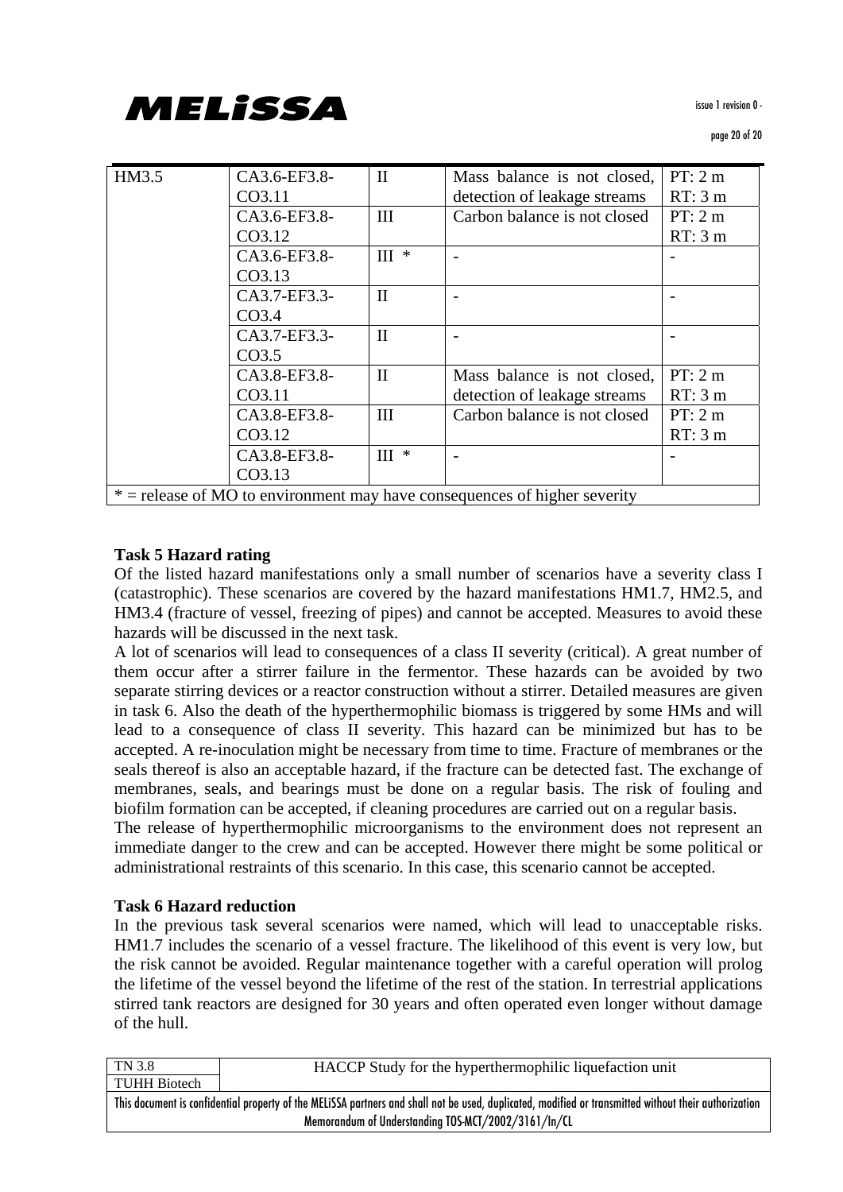| HM3.5 | CA3.6-EF3.8-CO3.11 | II | Mass balance is not closed, detection of leakage streams | PT: 2 m RT: 3 m |
|---|---|---|---|---|
| | CA3.6-EF3.8-CO3.12 | III | Carbon balance is not closed | PT: 2 m RT: 3 m |
| | CA3.6-EF3.8-CO3.13 | III * | - | - |
| | CA3.7-EF3.3-CO3.4 | II | - | - |
| | CA3.7-EF3.3-CO3.5 | II | - | - |
| | CA3.8-EF3.8-CO3.11 | II | Mass balance is not closed, detection of leakage streams | PT: 2 m RT: 3 m |
| | CA3.8-EF3.8-CO3.12 | III | Carbon balance is not closed | PT: 2 m RT: 3 m |
| | CA3.8-EF3.8-CO3.13 | III * | - | - |
| * = release of MO to environment may have consequences of higher severity | | | | |

**Task 5 Hazard rating**

Of the listed hazard manifestations only a small number of scenarios have a severity class I (catastrophic). These scenarios are covered by the hazard manifestations HM1.7, HM2.5, and HM3.4 (fracture of vessel, freezing of pipes) and cannot be accepted. Measures to avoid these hazards will be discussed in the next task.

A lot of scenarios will lead to consequences of a class II severity (critical). A great number of them occur after a stirrer failure in the fermentor. These hazards can be avoided by two separate stirring devices or a reactor construction without a stirrer. Detailed measures are given in task 6. Also the death of the hyperthermophilic biomass is triggered by some HMs and will lead to a consequence of class II severity. This hazard can be minimized but has to be accepted. A re-inoculation might be necessary from time to time. Fracture of membranes or the seals thereof is also an acceptable hazard, if the fracture can be detected fast. The exchange of membranes, seals, and bearings must be done on a regular basis. The risk of fouling and biofilm formation can be accepted, if cleaning procedures are carried out on a regular basis.

The release of hyperthermophilic microorganisms to the environment does not represent an immediate danger to the crew and can be accepted. However there might be some political or administrational restraints of this scenario. In this case, this scenario cannot be accepted.

**Task 6 Hazard reduction**

In the previous task several scenarios were named, which will lead to unacceptable risks. HM1.7 includes the scenario of a vessel fracture. The likelihood of this event is very low, but the risk cannot be avoided. Regular maintenance together with a careful operation will prolog the lifetime of the vessel beyond the lifetime of the rest of the station. In terrestrial applications stirred tank reactors are designed for 30 years and often operated even longer without damage of the hull.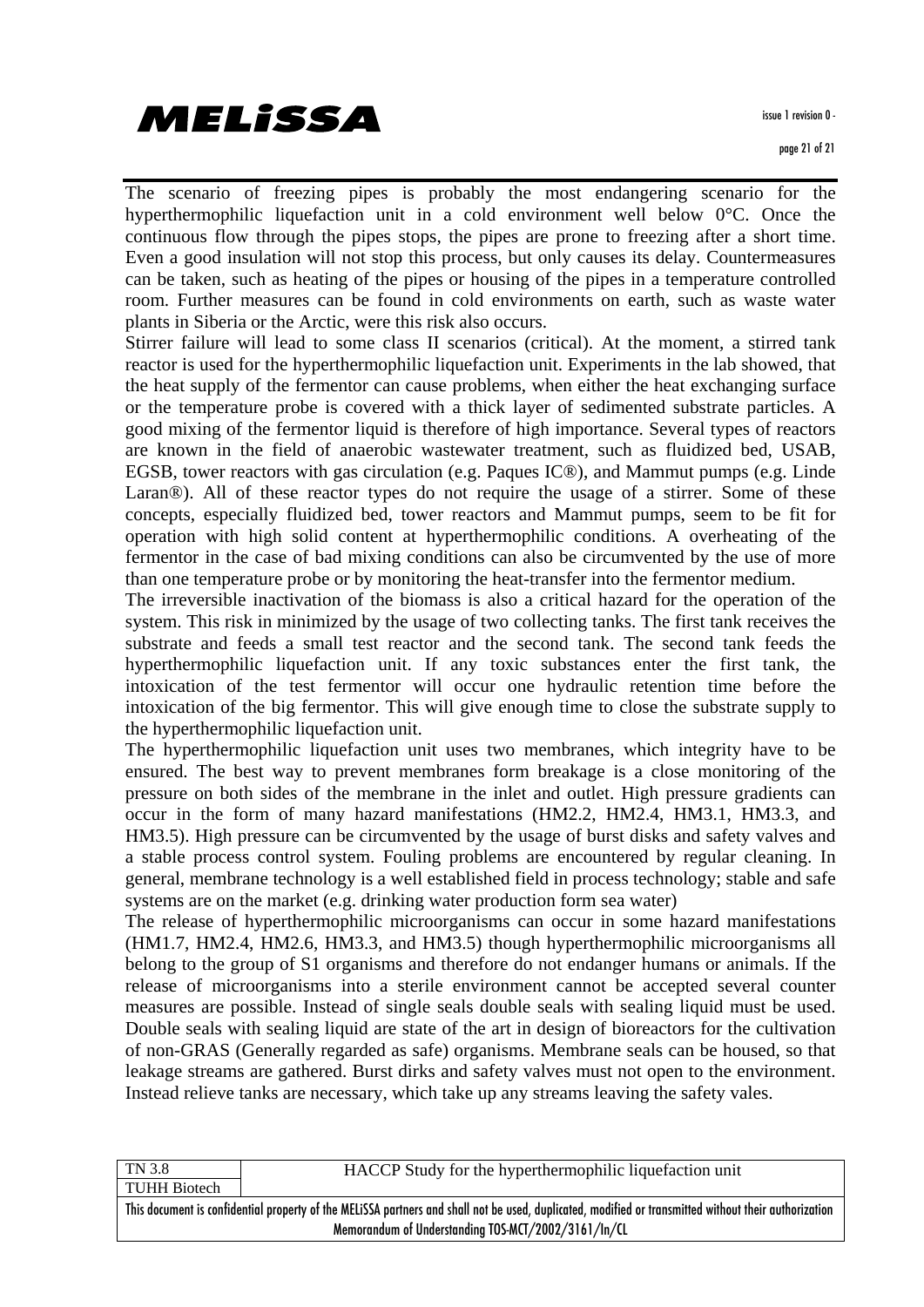The scenario of freezing pipes is probably the most endangering scenario for the hyperthermophilic liquefaction unit in a cold environment well below 0°C. Once the continuous flow through the pipes stops, the pipes are prone to freezing after a short time. Even a good insulation will not stop this process, but only causes its delay. Countermeasures can be taken, such as heating of the pipes or housing of the pipes in a temperature controlled room. Further measures can be found in cold environments on earth, such as waste water plants in Siberia or the Arctic, were this risk also occurs.

Stirrer failure will lead to some class II scenarios (critical). At the moment, a stirred tank reactor is used for the hyperthermophilic liquefaction unit. Experiments in the lab showed, that the heat supply of the fermentor can cause problems, when either the heat exchanging surface or the temperature probe is covered with a thick layer of sedimented substrate particles. A good mixing of the fermentor liquid is therefore of high importance. Several types of reactors are known in the field of anaerobic wastewater treatment, such as fluidized bed, USAB, EGSB, tower reactors with gas circulation (e.g. Paques IC®), and Mammut pumps (e.g. Linde Laran®). All of these reactor types do not require the usage of a stirrer. Some of these concepts, especially fluidized bed, tower reactors and Mammut pumps, seem to be fit for operation with high solid content at hyperthermophilic conditions. A overheating of the fermentor in the case of bad mixing conditions can also be circumvented by the use of more than one temperature probe or by monitoring the heat-transfer into the fermentor medium.

The irreversible inactivation of the biomass is also a critical hazard for the operation of the system. This risk in minimized by the usage of two collecting tanks. The first tank receives the substrate and feeds a small test reactor and the second tank. The second tank feeds the hyperthermophilic liquefaction unit. If any toxic substances enter the first tank, the intoxication of the test fermentor will occur one hydraulic retention time before the intoxication of the big fermentor. This will give enough time to close the substrate supply to the hyperthermophilic liquefaction unit.

The hyperthermophilic liquefaction unit uses two membranes, which integrity have to be ensured. The best way to prevent membranes form breakage is a close monitoring of the pressure on both sides of the membrane in the inlet and outlet. High pressure gradients can occur in the form of many hazard manifestations (HM2.2, HM2.4, HM3.1, HM3.3, and HM3.5). High pressure can be circumvented by the usage of burst disks and safety valves and a stable process control system. Fouling problems are encountered by regular cleaning. In general, membrane technology is a well established field in process technology; stable and safe systems are on the market (e.g. drinking water production form sea water)

The release of hyperthermophilic microorganisms can occur in some hazard manifestations (HM1.7, HM2.4, HM2.6, HM3.3, and HM3.5) though hyperthermophilic microorganisms all belong to the group of S1 organisms and therefore do not endanger humans or animals. If the release of microorganisms into a sterile environment cannot be accepted several counter measures are possible. Instead of single seals double seals with sealing liquid must be used. Double seals with sealing liquid are state of the art in design of bioreactors for the cultivation of non-GRAS (Generally regarded as safe) organisms. Membrane seals can be housed, so that leakage streams are gathered. Burst dirks and safety valves must not open to the environment. Instead relieve tanks are necessary, which take up any streams leaving the safety vales.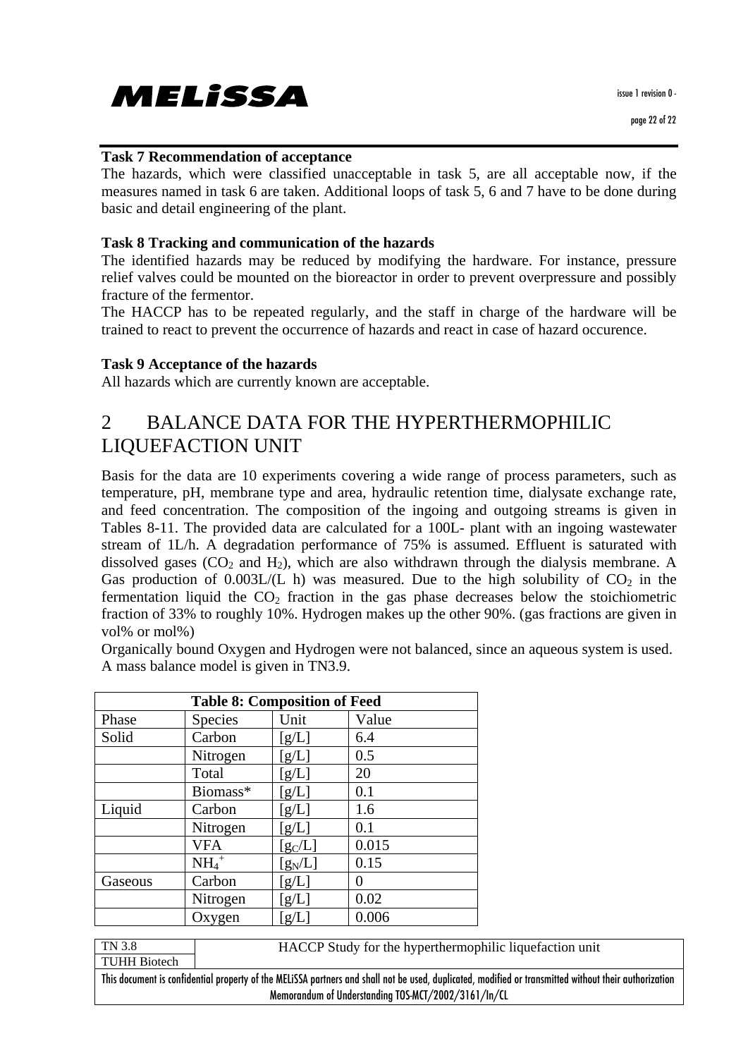**Task 7 Recommendation of acceptance**

The hazards, which were classified unacceptable in task 5, are all acceptable now, if the measures named in task 6 are taken. Additional loops of task 5, 6 and 7 have to be done during basic and detail engineering of the plant.

**Task 8 Tracking and communication of the hazards**

The identified hazards may be reduced by modifying the hardware. For instance, pressure relief valves could be mounted on the bioreactor in order to prevent overpressure and possibly fracture of the fermentor.

The HACCP has to be repeated regularly, and the staff in charge of the hardware will be trained to react to prevent the occurrence of hazards and react in case of hazard occurence.

**Task 9 Acceptance of the hazards**

All hazards which are currently known are acceptable.

# 2 BALANCE DATA FOR THE HYPERTHERMOPHILIC LIQUEFACTION UNIT

Basis for the data are 10 experiments covering a wide range of process parameters, such as temperature, pH, membrane type and area, hydraulic retention time, dialysate exchange rate, and feed concentration. The composition of the ingoing and outgoing streams is given in Tables 8-11. The provided data are calculated for a 100L- plant with an ingoing wastewater stream of 1L/h. A degradation performance of 75% is assumed. Effluent is saturated with dissolved gases ($CO_2$ and $H_2$), which are also withdrawn through the dialysis membrane. A Gas production of 0.003L/(L h) was measured. Due to the high solubility of $CO_2$ in the fermentation liquid the $CO_2$ fraction in the gas phase decreases below the stoichiometric fraction of 33% to roughly 10%. Hydrogen makes up the other 90%. (gas fractions are given in vol% or mol%)

Organically bound Oxygen and Hydrogen were not balanced, since an aqueous system is used. A mass balance model is given in TN3.9.

**Table 8: Composition of Feed**

| Phase | Species | Unit | Value |
|---|---|---|---|
| Solid | Carbon | [g/L] | 6.4 |
| | Nitrogen | [g/L] | 0.5 |
| | Total | [g/L] | 20 |
| | Biomass* | [g/L] | 0.1 |
| Liquid | Carbon | [g/L] | 1.6 |
| | Nitrogen | [g/L] | 0.1 |
| | VFA | [$g_C$/L] | 0.015 |
| | $NH_4^+$ | [$g_N$/L] | 0.15 |
| Gaseous | Carbon | [g/L] | 0 |
| | Nitrogen | [g/L] | 0.02 |
| | Oxygen | [g/L] | 0.006 |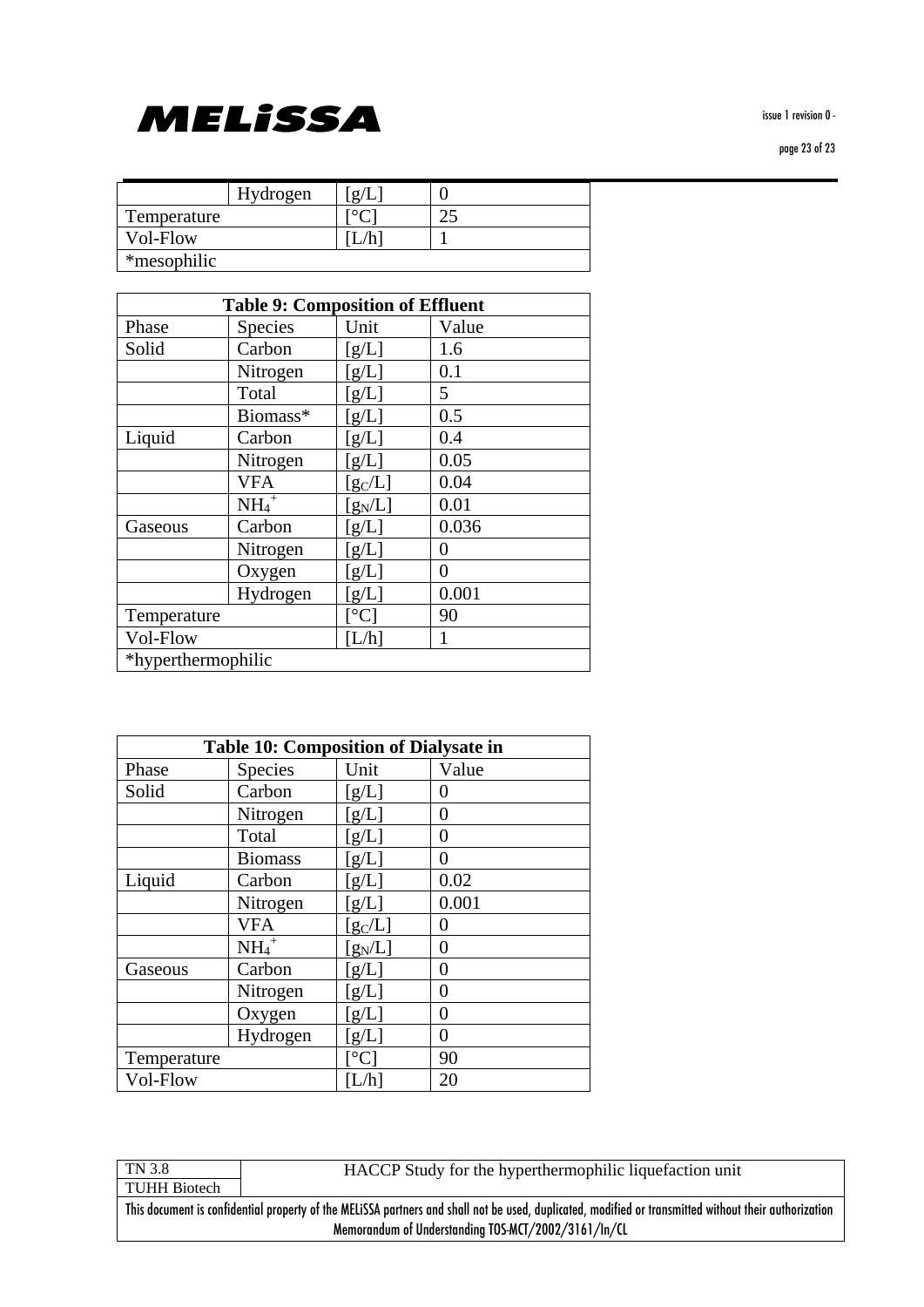| | Hydrogen | [g/L] | 0 |
|---|---|---|---|
| Temperature | | [°C] | 25 |
| Vol-Flow | | [L/h] | 1 |
| *mesophilic | | | |

| Table 9: Composition of Effluent | | | |
|---|---|---|---|
| Phase | Species | Unit | Value |
| Solid | Carbon | [g/L] | 1.6 |
| | Nitrogen | [g/L] | 0.1 |
| | Total | [g/L] | 5 |
| | Biomass* | [g/L] | 0.5 |
| Liquid | Carbon | [g/L] | 0.4 |
| | Nitrogen | [g/L] | 0.05 |
| | VFA | [$g_C$/L] | 0.04 |
| | $NH_4^+$ | [$g_N$/L] | 0.01 |
| Gaseous | Carbon | [g/L] | 0.036 |
| | Nitrogen | [g/L] | 0 |
| | Oxygen | [g/L] | 0 |
| | Hydrogen | [g/L] | 0.001 |
| Temperature | | [°C] | 90 |
| Vol-Flow | | [L/h] | 1 |
| *hyperthermophilic | | | |

| Table 10: Composition of Dialysate in | | | |
|---|---|---|---|
| Phase | Species | Unit | Value |
| Solid | Carbon | [g/L] | 0 |
| | Nitrogen | [g/L] | 0 |
| | Total | [g/L] | 0 |
| | Biomass | [g/L] | 0 |
| Liquid | Carbon | [g/L] | 0.02 |
| | Nitrogen | [g/L] | 0.001 |
| | VFA | [$g_C$/L] | 0 |
| | $NH_4^+$ | [$g_N$/L] | 0 |
| Gaseous | Carbon | [g/L] | 0 |
| | Nitrogen | [g/L] | 0 |
| | Oxygen | [g/L] | 0 |
| | Hydrogen | [g/L] | 0 |
| Temperature | | [°C] | 90 |
| Vol-Flow | | [L/h] | 20 |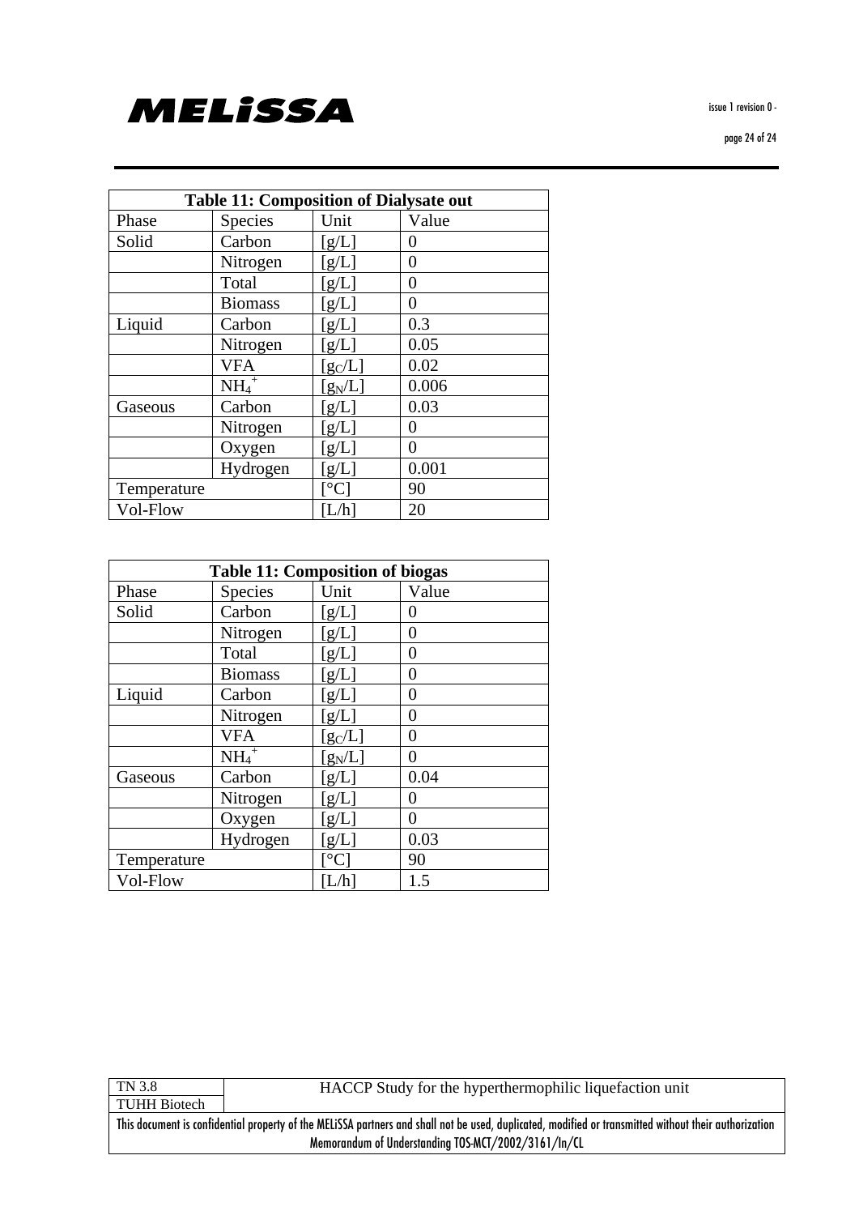| Table 11: Composition of Dialysate out | | | |
|---|---|---|---|
| Phase | Species | Unit | Value |
| Solid | Carbon | [g/L] | 0 |
| | Nitrogen | [g/L] | 0 |
| | Total | [g/L] | 0 |
| | Biomass | [g/L] | 0 |
| Liquid | Carbon | [g/L] | 0.3 |
| | Nitrogen | [g/L] | 0.05 |
| | VFA | [$g_C$/L] | 0.02 |
| | $NH_4^+$ | [$g_N$/L] | 0.006 |
| Gaseous | Carbon | [g/L] | 0.03 |
| | Nitrogen | [g/L] | 0 |
| | Oxygen | [g/L] | 0 |
| | Hydrogen | [g/L] | 0.001 |
| Temperature | | [°C] | 90 |
| Vol-Flow | | [L/h] | 20 |

| Table 11: Composition of biogas | | | |
|---|---|---|---|
| Phase | Species | Unit | Value |
| Solid | Carbon | [g/L] | 0 |
| | Nitrogen | [g/L] | 0 |
| | Total | [g/L] | 0 |
| | Biomass | [g/L] | 0 |
| Liquid | Carbon | [g/L] | 0 |
| | Nitrogen | [g/L] | 0 |
| | VFA | [$g_C$/L] | 0 |
| | $NH_4^+$ | [$g_N$/L] | 0 |
| Gaseous | Carbon | [g/L] | 0.04 |
| | Nitrogen | [g/L] | 0 |
| | Oxygen | [g/L] | 0 |
| | Hydrogen | [g/L] | 0.03 |
| Temperature | | [°C] | 90 |
| Vol-Flow | | [L/h] | 1.5 |